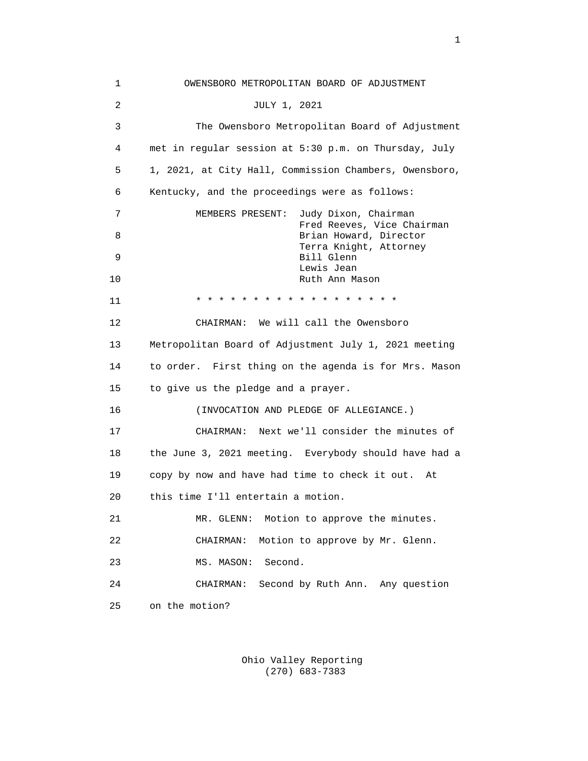# OWENSBORO METROPOLITAN BOARD OF ADJUSTMENT

## JULY 1, 2021

The Owensboro Metropolitan Board of Adjustment met in regular session at 5:30 p.m. on Thursday, July 1, 2021, at City Hall, Commission Chambers, Owensboro, Kentucky, and the proceedings were as follows:

MEMBERS PRESENT:
- Judy Dixon, Chairman
- Fred Reeves, Vice Chairman
- Brian Howard, Director
- Terra Knight, Attorney
- Bill Glenn
- Lewis Jean
- Ruth Ann Mason

\* \* \* \* \* \* \* \* \* \* \* \* \* \* \* \* \* \* \*

CHAIRMAN: We will call the Owensboro Metropolitan Board of Adjustment July 1, 2021 meeting to order. First thing on the agenda is for Mrs. Mason to give us the pledge and a prayer.

(INVOCATION AND PLEDGE OF ALLEGIANCE.)

CHAIRMAN: Next we'll consider the minutes of the June 3, 2021 meeting. Everybody should have had a copy by now and have had time to check it out. At this time I'll entertain a motion.

MR. GLENN: Motion to approve the minutes.

CHAIRMAN: Motion to approve by Mr. Glenn.

MS. MASON: Second.

CHAIRMAN: Second by Ruth Ann. Any question on the motion?

Ohio Valley Reporting
(270) 683-7383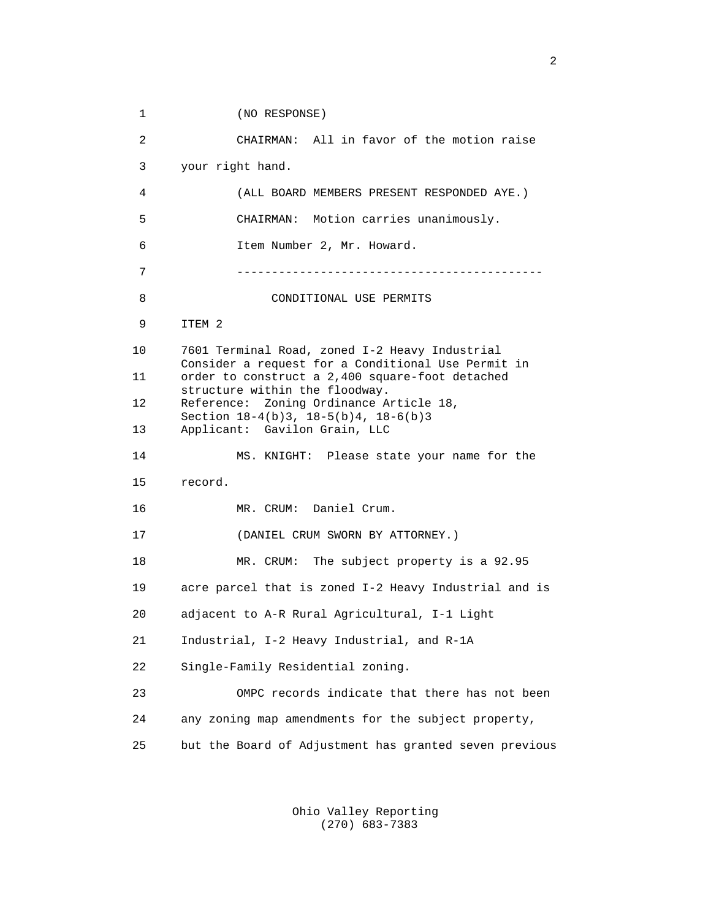(NO RESPONSE)

CHAIRMAN: All in favor of the motion raise your right hand.

(ALL BOARD MEMBERS PRESENT RESPONDED AYE.)

CHAIRMAN: Motion carries unanimously.

Item Number 2, Mr. Howard.

---

CONDITIONAL USE PERMITS

ITEM 2

7601 Terminal Road, zoned I-2 Heavy Industrial
Consider a request for a Conditional Use Permit in order to construct a 2,400 square-foot detached structure within the floodway.
Reference: Zoning Ordinance Article 18, Section 18-4(b)3, 18-5(b)4, 18-6(b)3
Applicant: Gavilon Grain, LLC

MS. KNIGHT: Please state your name for the record.

MR. CRUM: Daniel Crum.

(DANIEL CRUM SWORN BY ATTORNEY.)

MR. CRUM: The subject property is a 92.95 acre parcel that is zoned I-2 Heavy Industrial and is adjacent to A-R Rural Agricultural, I-1 Light Industrial, I-2 Heavy Industrial, and R-1A Single-Family Residential zoning.

OMPC records indicate that there has not been any zoning map amendments for the subject property, but the Board of Adjustment has granted seven previous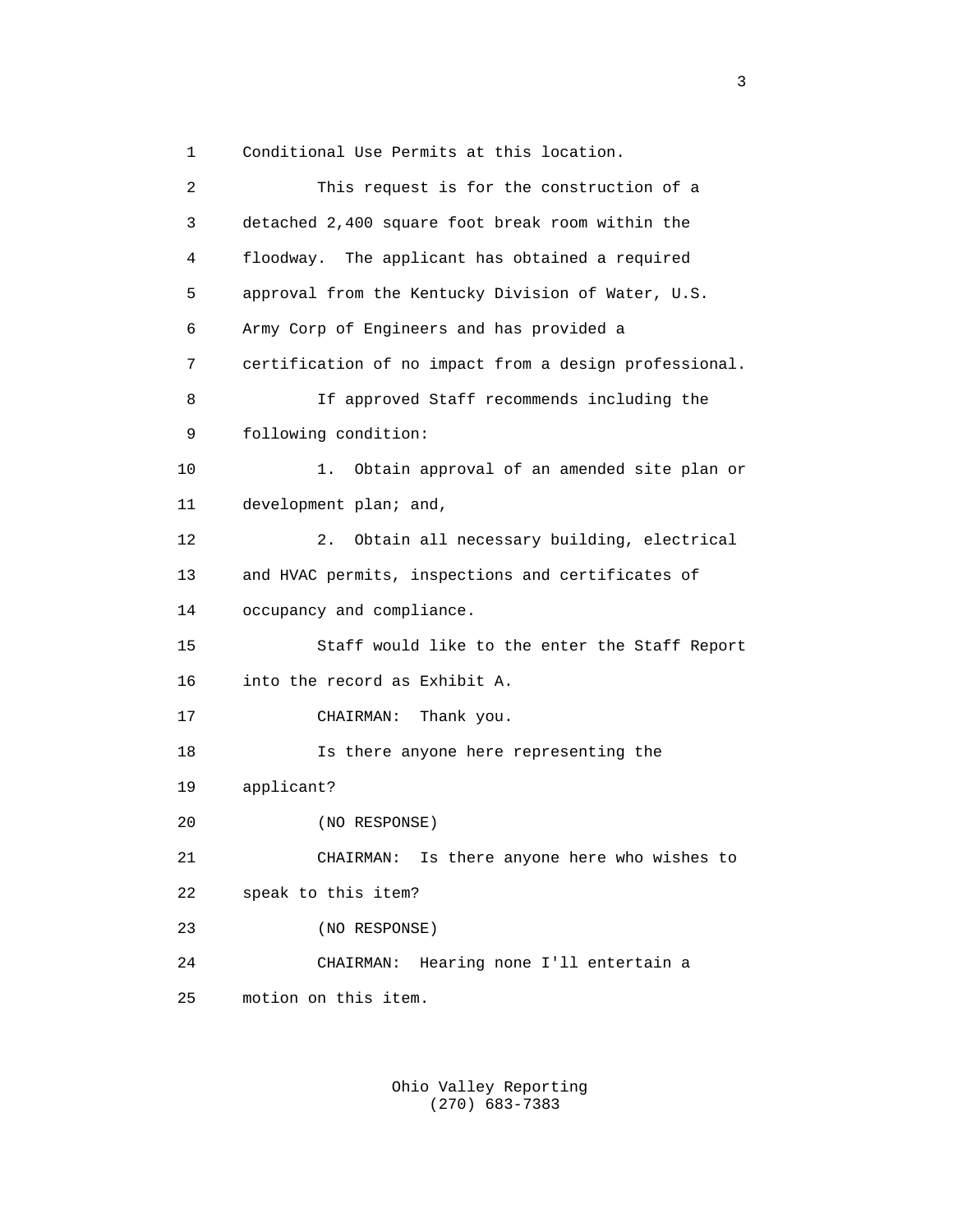Conditional Use Permits at this location.

This request is for the construction of a detached 2,400 square foot break room within the floodway. The applicant has obtained a required approval from the Kentucky Division of Water, U.S. Army Corp of Engineers and has provided a certification of no impact from a design professional.

If approved Staff recommends including the following condition:

1. Obtain approval of an amended site plan or development plan; and,

2. Obtain all necessary building, electrical and HVAC permits, inspections and certificates of occupancy and compliance.

Staff would like to the enter the Staff Report into the record as Exhibit A.

CHAIRMAN: Thank you.

Is there anyone here representing the applicant?

(NO RESPONSE)

CHAIRMAN: Is there anyone here who wishes to speak to this item?

(NO RESPONSE)

CHAIRMAN: Hearing none I'll entertain a motion on this item.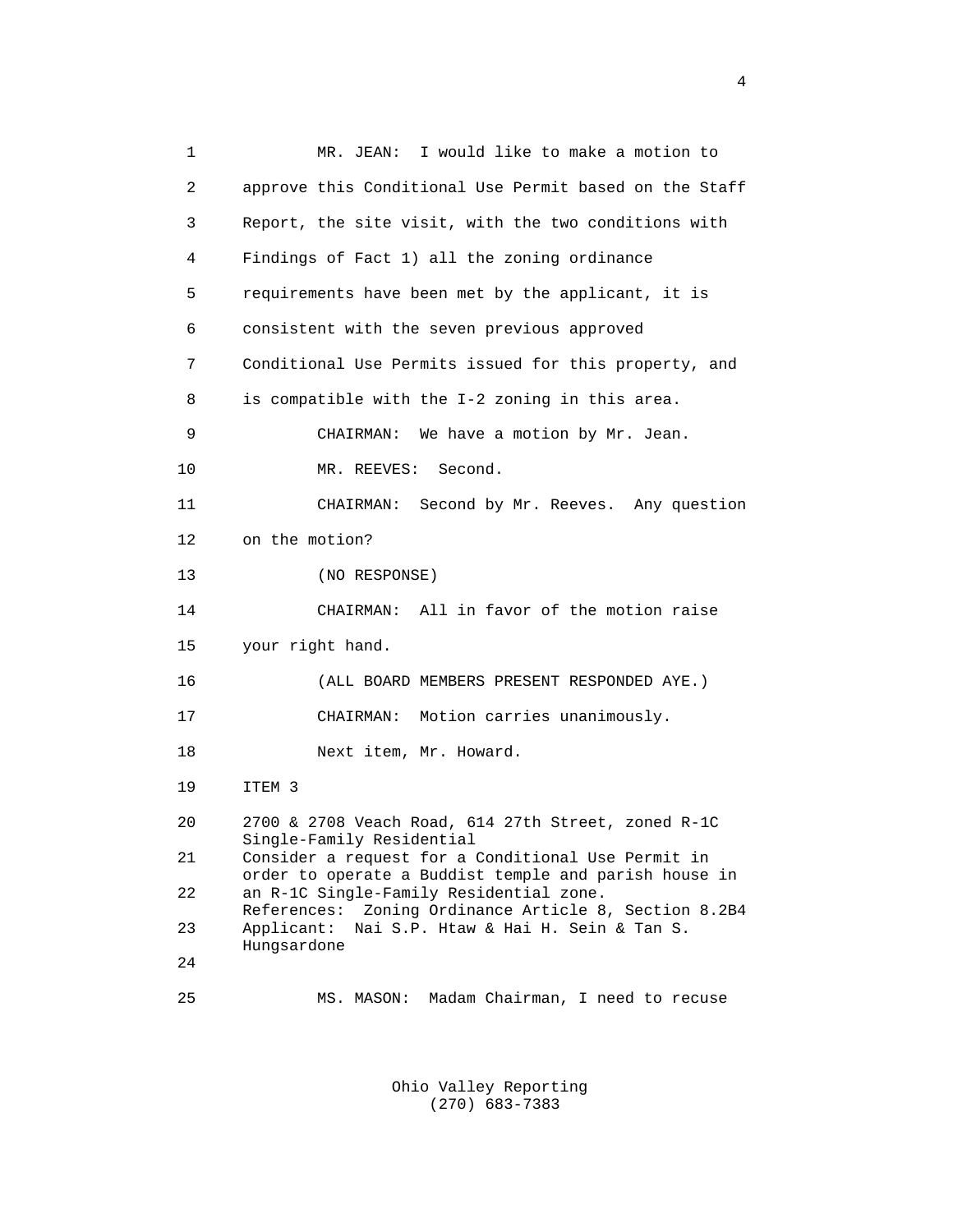MR. JEAN: I would like to make a motion to approve this Conditional Use Permit based on the Staff Report, the site visit, with the two conditions with Findings of Fact 1) all the zoning ordinance requirements have been met by the applicant, it is consistent with the seven previous approved Conditional Use Permits issued for this property, and is compatible with the I-2 zoning in this area.

CHAIRMAN: We have a motion by Mr. Jean.

MR. REEVES: Second.

CHAIRMAN: Second by Mr. Reeves. Any question on the motion?

(NO RESPONSE)

CHAIRMAN: All in favor of the motion raise your right hand.

(ALL BOARD MEMBERS PRESENT RESPONDED AYE.)

CHAIRMAN: Motion carries unanimously.

Next item, Mr. Howard.

ITEM 3

2700 & 2708 Veach Road, 614 27th Street, zoned R-1C Single-Family Residential
Consider a request for a Conditional Use Permit in order to operate a Buddist temple and parish house in an R-1C Single-Family Residential zone.
References: Zoning Ordinance Article 8, Section 8.2B4
Applicant: Nai S.P. Htaw & Hai H. Sein & Tan S. Hungsardone

MS. MASON: Madam Chairman, I need to recuse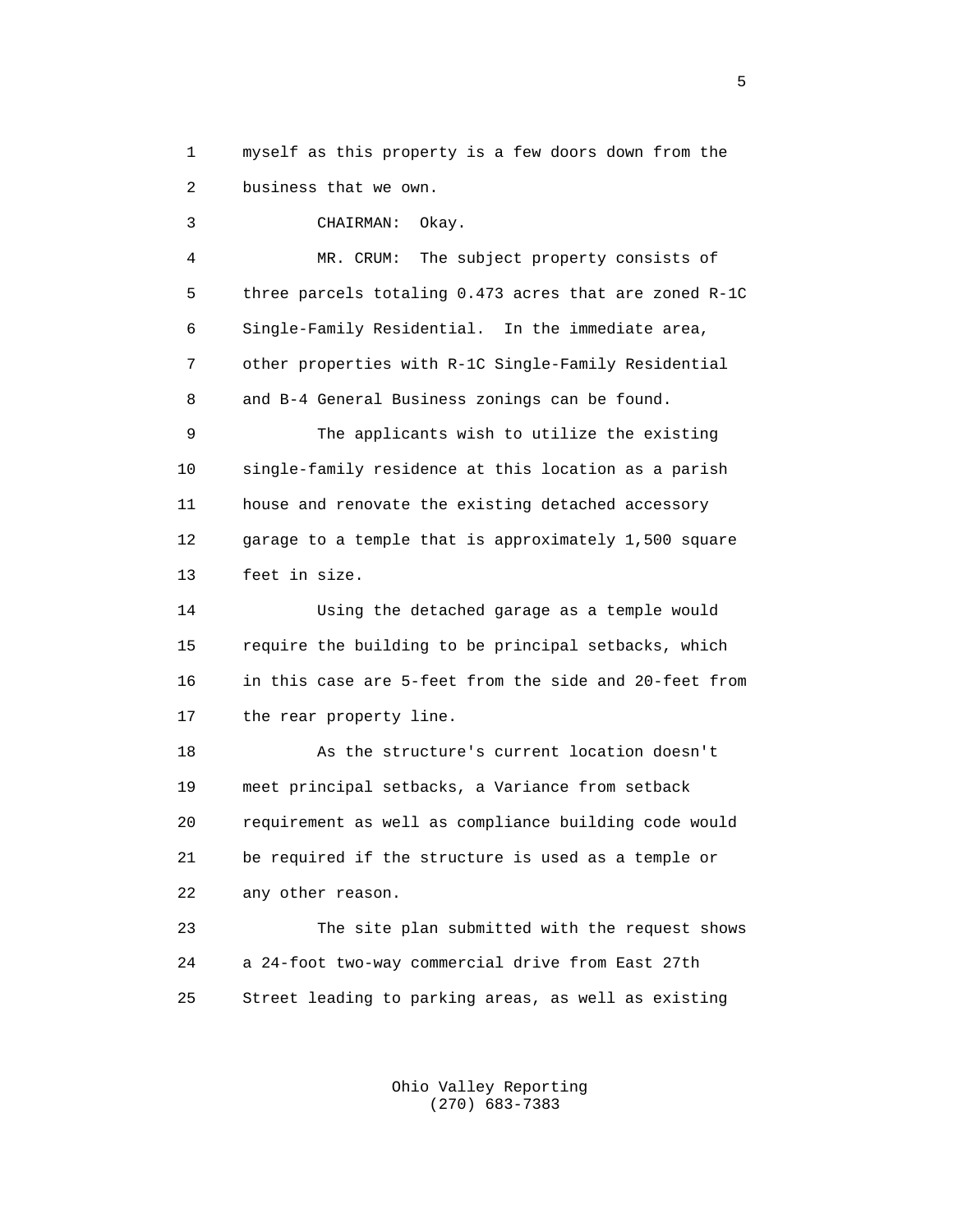myself as this property is a few doors down from the business that we own.

CHAIRMAN: Okay.

MR. CRUM: The subject property consists of three parcels totaling 0.473 acres that are zoned R-1C Single-Family Residential. In the immediate area, other properties with R-1C Single-Family Residential and B-4 General Business zonings can be found.

The applicants wish to utilize the existing single-family residence at this location as a parish house and renovate the existing detached accessory garage to a temple that is approximately 1,500 square feet in size.

Using the detached garage as a temple would require the building to be principal setbacks, which in this case are 5-feet from the side and 20-feet from the rear property line.

As the structure's current location doesn't meet principal setbacks, a Variance from setback requirement as well as compliance building code would be required if the structure is used as a temple or any other reason.

The site plan submitted with the request shows a 24-foot two-way commercial drive from East 27th Street leading to parking areas, as well as existing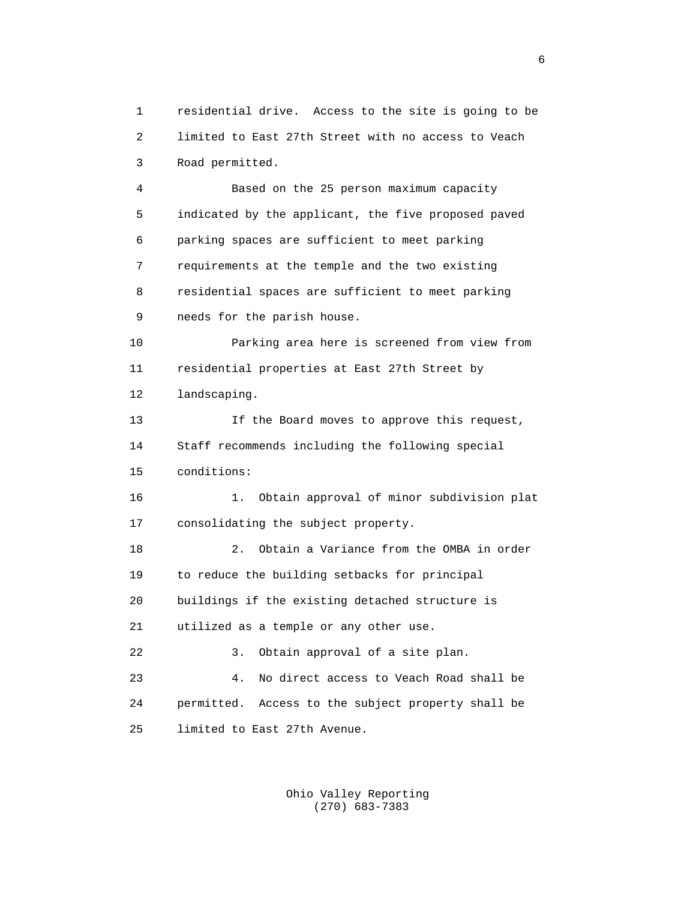residential drive. Access to the site is going to be limited to East 27th Street with no access to Veach Road permitted.

Based on the 25 person maximum capacity indicated by the applicant, the five proposed paved parking spaces are sufficient to meet parking requirements at the temple and the two existing residential spaces are sufficient to meet parking needs for the parish house.

Parking area here is screened from view from residential properties at East 27th Street by landscaping.

If the Board moves to approve this request, Staff recommends including the following special conditions:

1. Obtain approval of minor subdivision plat consolidating the subject property.

2. Obtain a Variance from the OMBA in order to reduce the building setbacks for principal buildings if the existing detached structure is utilized as a temple or any other use.

3. Obtain approval of a site plan.

4. No direct access to Veach Road shall be permitted. Access to the subject property shall be limited to East 27th Avenue.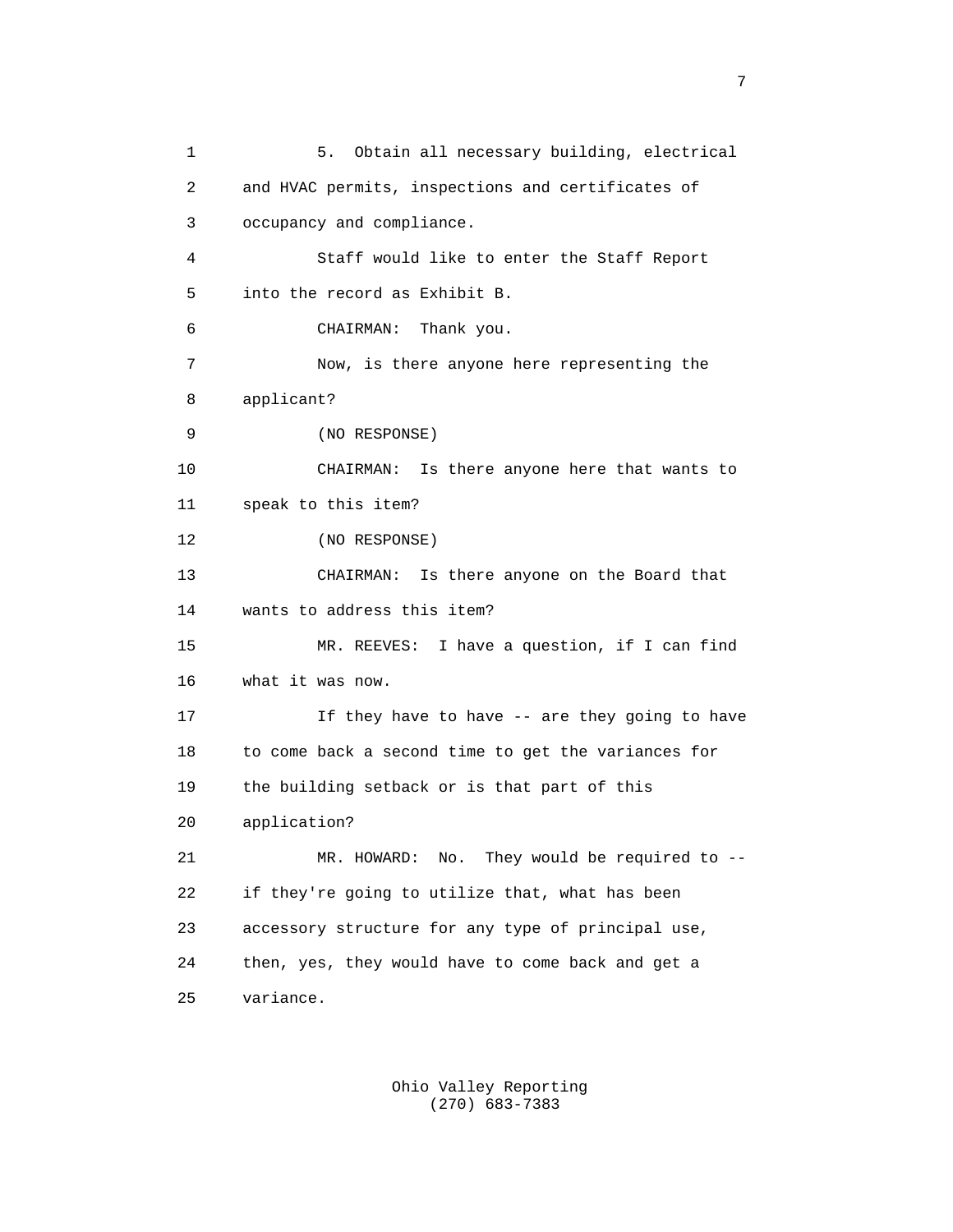5. Obtain all necessary building, electrical and HVAC permits, inspections and certificates of occupancy and compliance.

Staff would like to enter the Staff Report into the record as Exhibit B.

CHAIRMAN: Thank you.

Now, is there anyone here representing the applicant?

(NO RESPONSE)

CHAIRMAN: Is there anyone here that wants to speak to this item?

(NO RESPONSE)

CHAIRMAN: Is there anyone on the Board that wants to address this item?

MR. REEVES: I have a question, if I can find what it was now.

If they have to have -- are they going to have to come back a second time to get the variances for the building setback or is that part of this application?

MR. HOWARD: No. They would be required to -- if they're going to utilize that, what has been accessory structure for any type of principal use, then, yes, they would have to come back and get a variance.

Ohio Valley Reporting
(270) 683-7383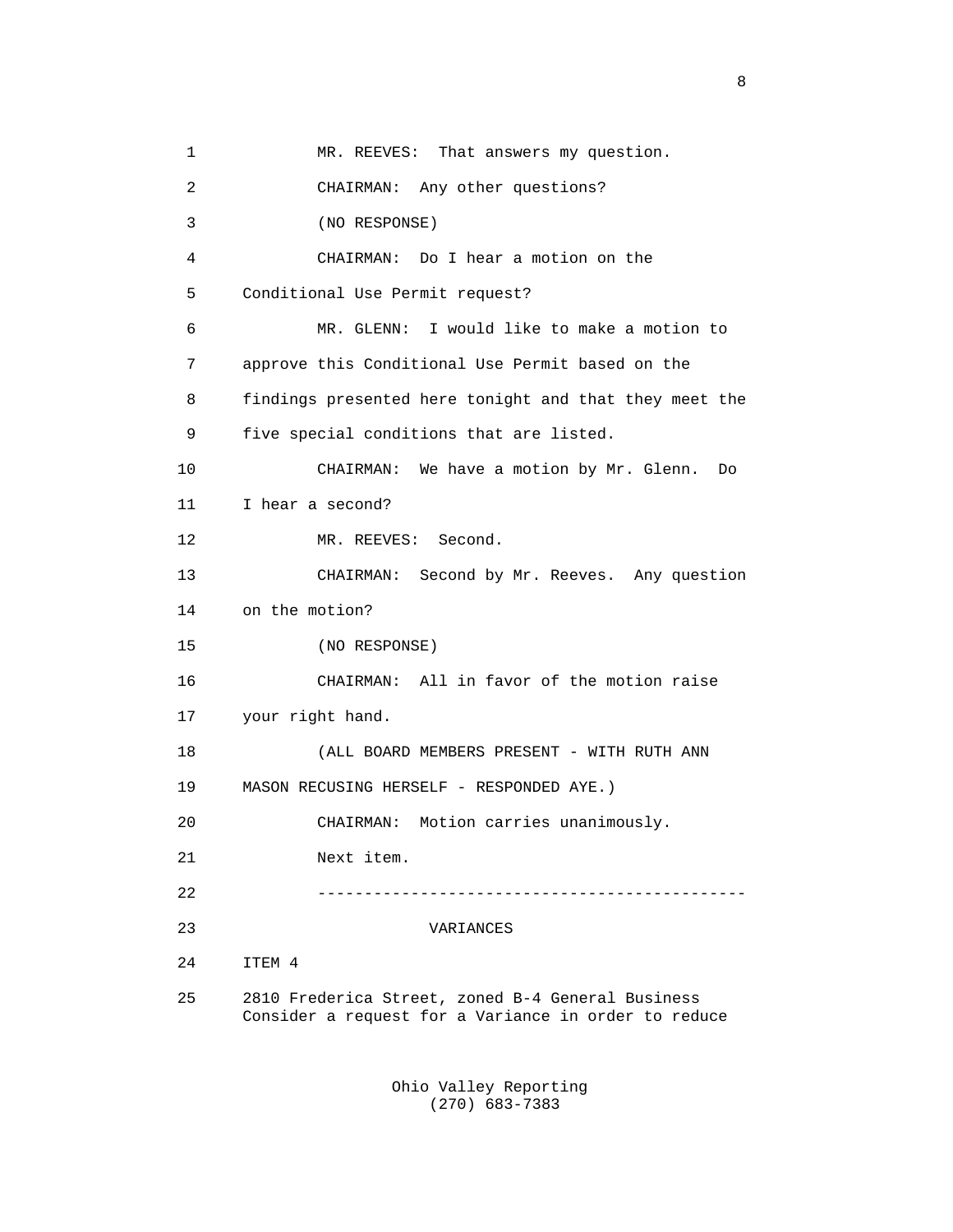MR. REEVES: That answers my question.

CHAIRMAN: Any other questions?

(NO RESPONSE)

CHAIRMAN: Do I hear a motion on the Conditional Use Permit request?

MR. GLENN: I would like to make a motion to approve this Conditional Use Permit based on the findings presented here tonight and that they meet the five special conditions that are listed.

CHAIRMAN: We have a motion by Mr. Glenn. Do I hear a second?

MR. REEVES: Second.

CHAIRMAN: Second by Mr. Reeves. Any question on the motion?

(NO RESPONSE)

CHAIRMAN: All in favor of the motion raise your right hand.

(ALL BOARD MEMBERS PRESENT - WITH RUTH ANN MASON RECUSING HERSELF - RESPONDED AYE.)

CHAIRMAN: Motion carries unanimously.

Next item.

---

VARIANCES

ITEM 4

2810 Frederica Street, zoned B-4 General Business
Consider a request for a Variance in order to reduce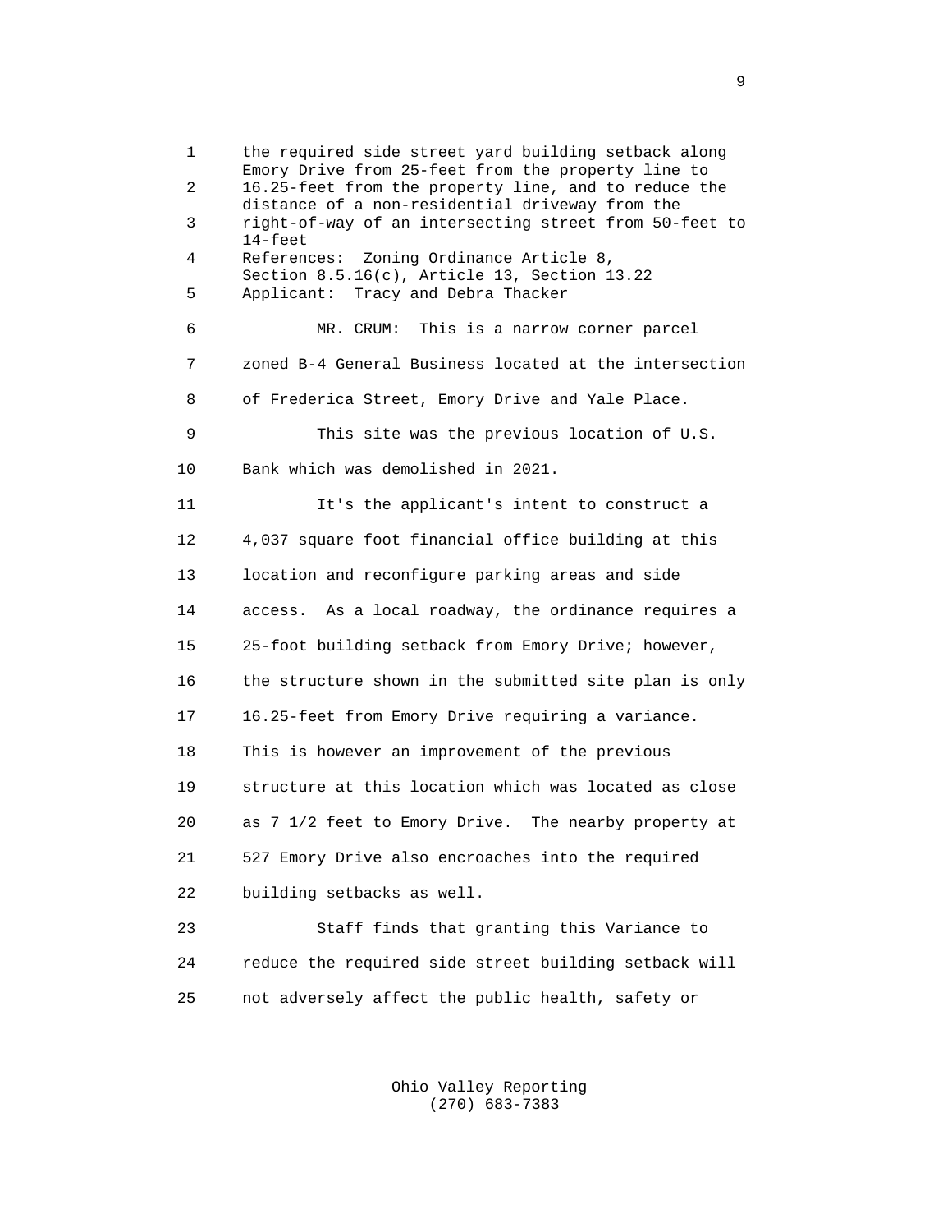1 the required side street yard building setback along Emory Drive from 25-feet from the property line to
2 16.25-feet from the property line, and to reduce the distance of a non-residential driveway from the
3 right-of-way of an intersecting street from 50-feet to 14-feet
4 References: Zoning Ordinance Article 8, Section 8.5.16(c), Article 13, Section 13.22
5 Applicant: Tracy and Debra Thacker

6 MR. CRUM: This is a narrow corner parcel
7 zoned B-4 General Business located at the intersection
8 of Frederica Street, Emory Drive and Yale Place.
9 This site was the previous location of U.S.
10 Bank which was demolished in 2021.
11 It's the applicant's intent to construct a
12 4,037 square foot financial office building at this
13 location and reconfigure parking areas and side
14 access. As a local roadway, the ordinance requires a
15 25-foot building setback from Emory Drive; however,
16 the structure shown in the submitted site plan is only
17 16.25-feet from Emory Drive requiring a variance.
18 This is however an improvement of the previous
19 structure at this location which was located as close
20 as 7 1/2 feet to Emory Drive. The nearby property at
21 527 Emory Drive also encroaches into the required
22 building setbacks as well.
23 Staff finds that granting this Variance to
24 reduce the required side street building setback will
25 not adversely affect the public health, safety or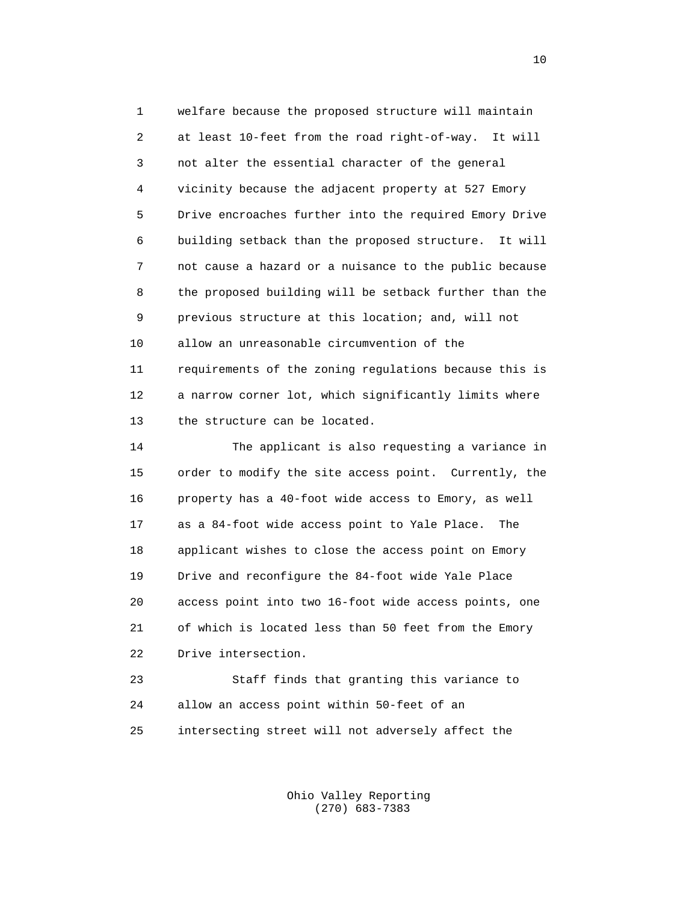welfare because the proposed structure will maintain at least 10-feet from the road right-of-way. It will not alter the essential character of the general vicinity because the adjacent property at 527 Emory Drive encroaches further into the required Emory Drive building setback than the proposed structure. It will not cause a hazard or a nuisance to the public because the proposed building will be setback further than the previous structure at this location; and, will not allow an unreasonable circumvention of the requirements of the zoning regulations because this is a narrow corner lot, which significantly limits where the structure can be located.

The applicant is also requesting a variance in order to modify the site access point. Currently, the property has a 40-foot wide access to Emory, as well as a 84-foot wide access point to Yale Place. The applicant wishes to close the access point on Emory Drive and reconfigure the 84-foot wide Yale Place access point into two 16-foot wide access points, one of which is located less than 50 feet from the Emory Drive intersection.

Staff finds that granting this variance to allow an access point within 50-feet of an intersecting street will not adversely affect the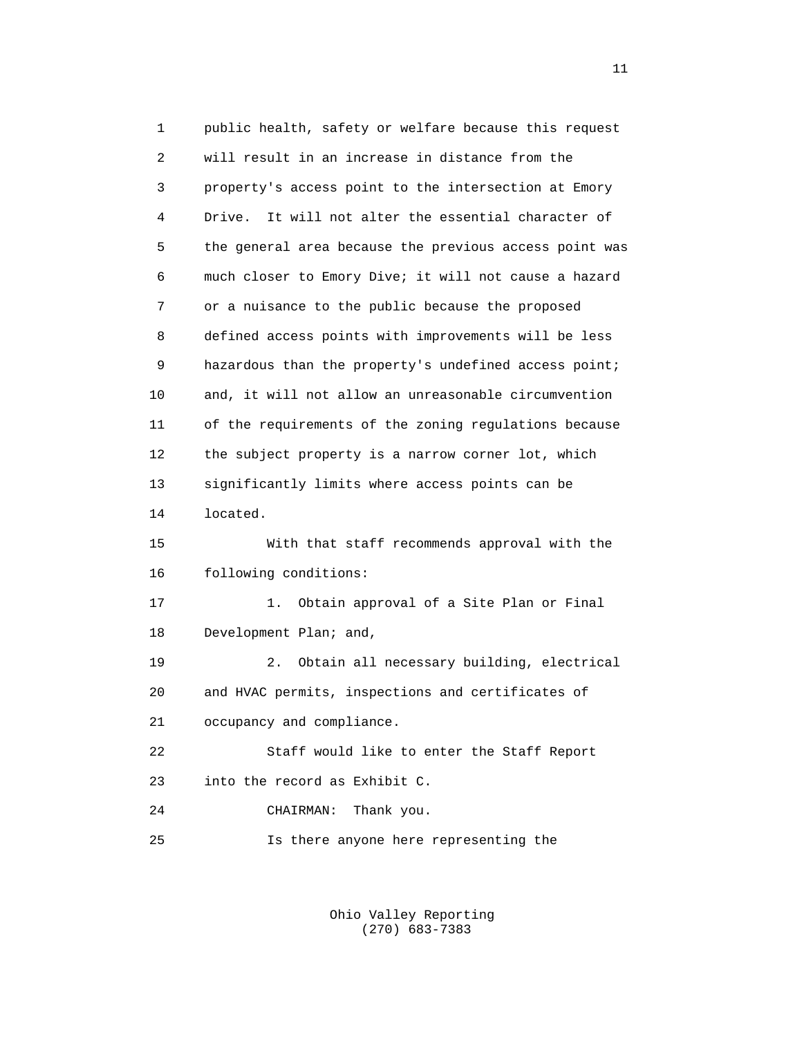public health, safety or welfare because this request will result in an increase in distance from the property's access point to the intersection at Emory Drive. It will not alter the essential character of the general area because the previous access point was much closer to Emory Dive; it will not cause a hazard or a nuisance to the public because the proposed defined access points with improvements will be less hazardous than the property's undefined access point; and, it will not allow an unreasonable circumvention of the requirements of the zoning regulations because the subject property is a narrow corner lot, which significantly limits where access points can be located.

With that staff recommends approval with the following conditions:

1. Obtain approval of a Site Plan or Final Development Plan; and,

2. Obtain all necessary building, electrical and HVAC permits, inspections and certificates of occupancy and compliance.

Staff would like to enter the Staff Report into the record as Exhibit C.

CHAIRMAN: Thank you.

Is there anyone here representing the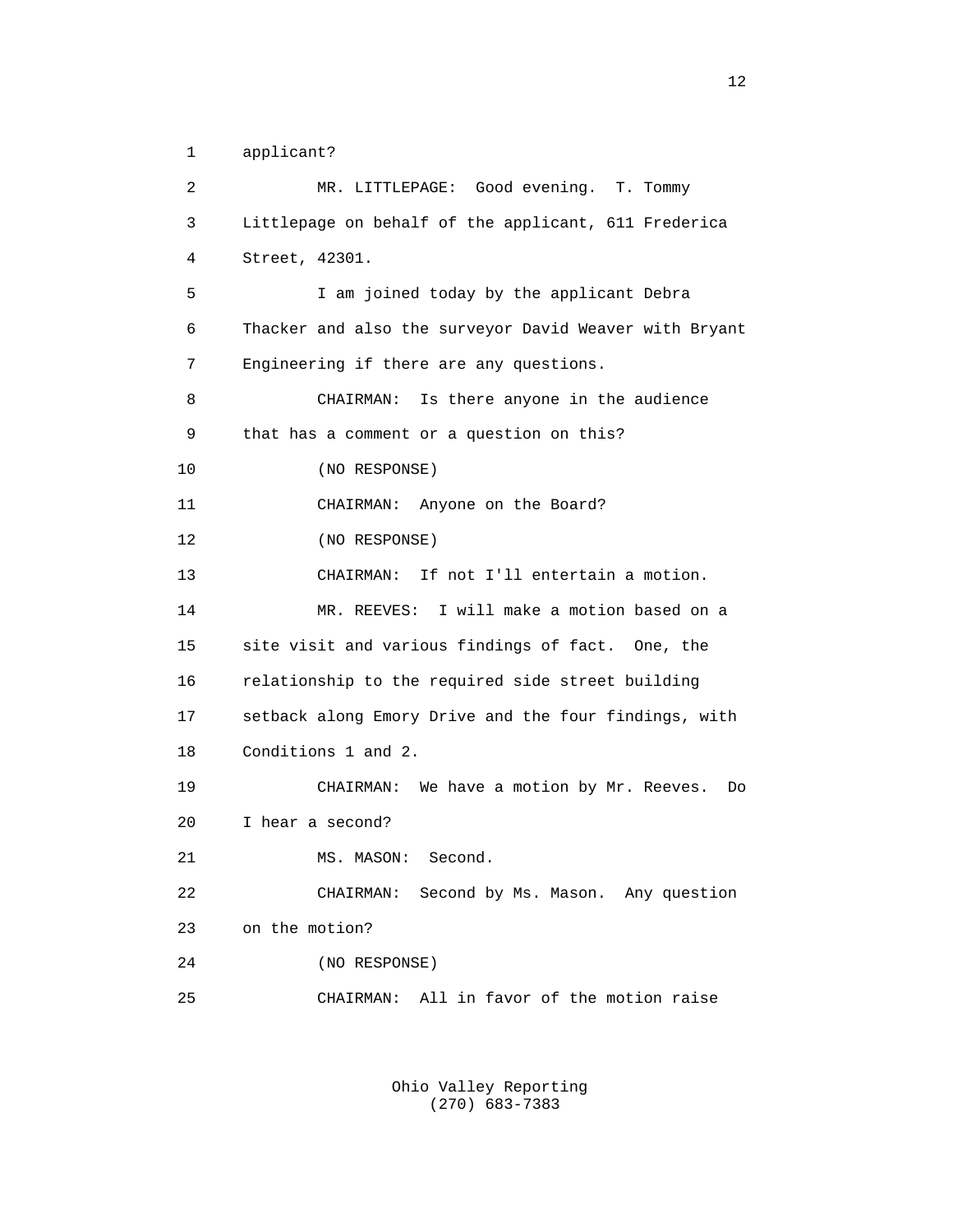applicant?

MR. LITTLEPAGE: Good evening. T. Tommy Littlepage on behalf of the applicant, 611 Frederica Street, 42301.

I am joined today by the applicant Debra Thacker and also the surveyor David Weaver with Bryant Engineering if there are any questions.

CHAIRMAN: Is there anyone in the audience that has a comment or a question on this?

(NO RESPONSE)

CHAIRMAN: Anyone on the Board?

(NO RESPONSE)

CHAIRMAN: If not I'll entertain a motion.

MR. REEVES: I will make a motion based on a site visit and various findings of fact. One, the relationship to the required side street building setback along Emory Drive and the four findings, with Conditions 1 and 2.

CHAIRMAN: We have a motion by Mr. Reeves. Do I hear a second?

MS. MASON: Second.

CHAIRMAN: Second by Ms. Mason. Any question on the motion?

(NO RESPONSE)

CHAIRMAN: All in favor of the motion raise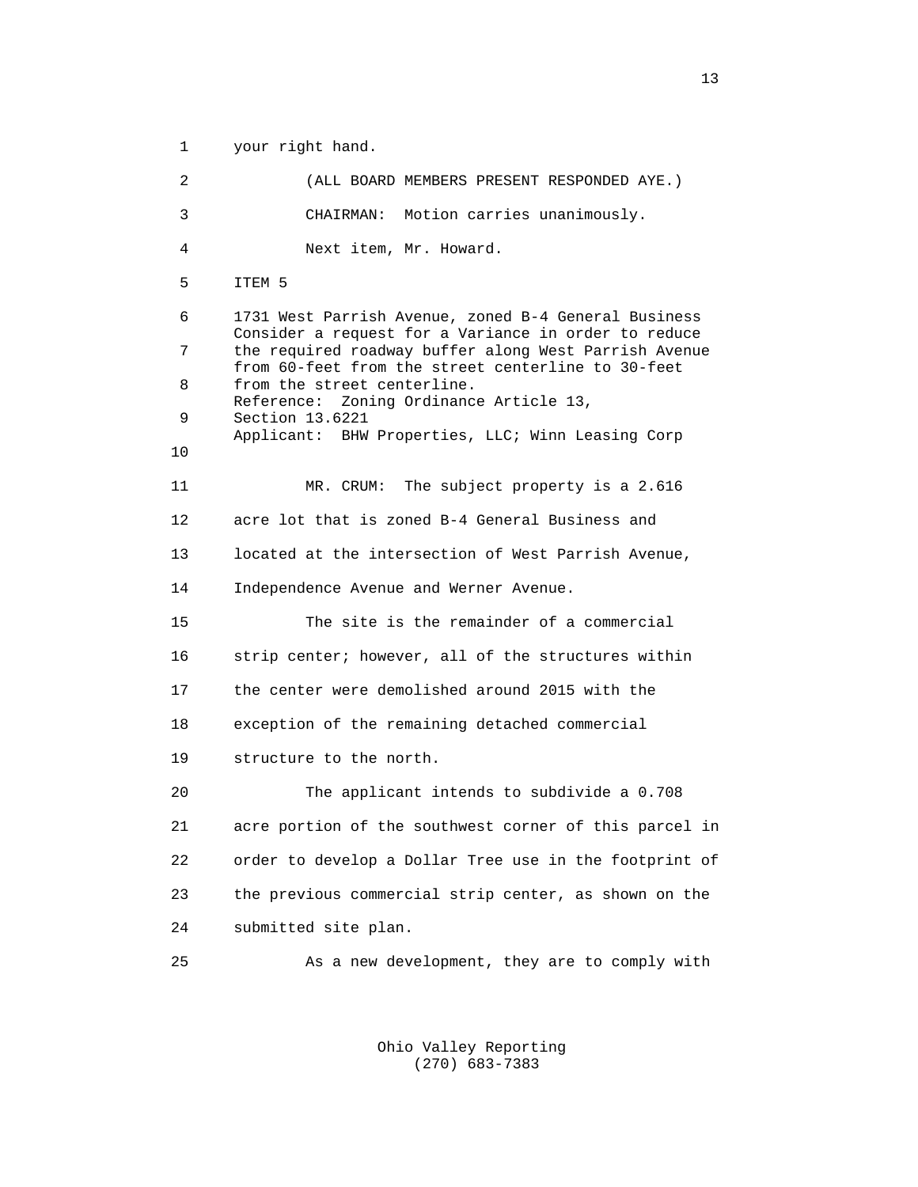your right hand.

(ALL BOARD MEMBERS PRESENT RESPONDED AYE.)

CHAIRMAN: Motion carries unanimously.

Next item, Mr. Howard.

ITEM 5

1731 West Parrish Avenue, zoned B-4 General Business
Consider a request for a Variance in order to reduce the required roadway buffer along West Parrish Avenue from 60-feet from the street centerline to 30-feet from the street centerline.
Reference: Zoning Ordinance Article 13, Section 13.6221
Applicant: BHW Properties, LLC; Winn Leasing Corp

MR. CRUM: The subject property is a 2.616 acre lot that is zoned B-4 General Business and located at the intersection of West Parrish Avenue, Independence Avenue and Werner Avenue.

The site is the remainder of a commercial strip center; however, all of the structures within the center were demolished around 2015 with the exception of the remaining detached commercial structure to the north.

The applicant intends to subdivide a 0.708 acre portion of the southwest corner of this parcel in order to develop a Dollar Tree use in the footprint of the previous commercial strip center, as shown on the submitted site plan.

As a new development, they are to comply with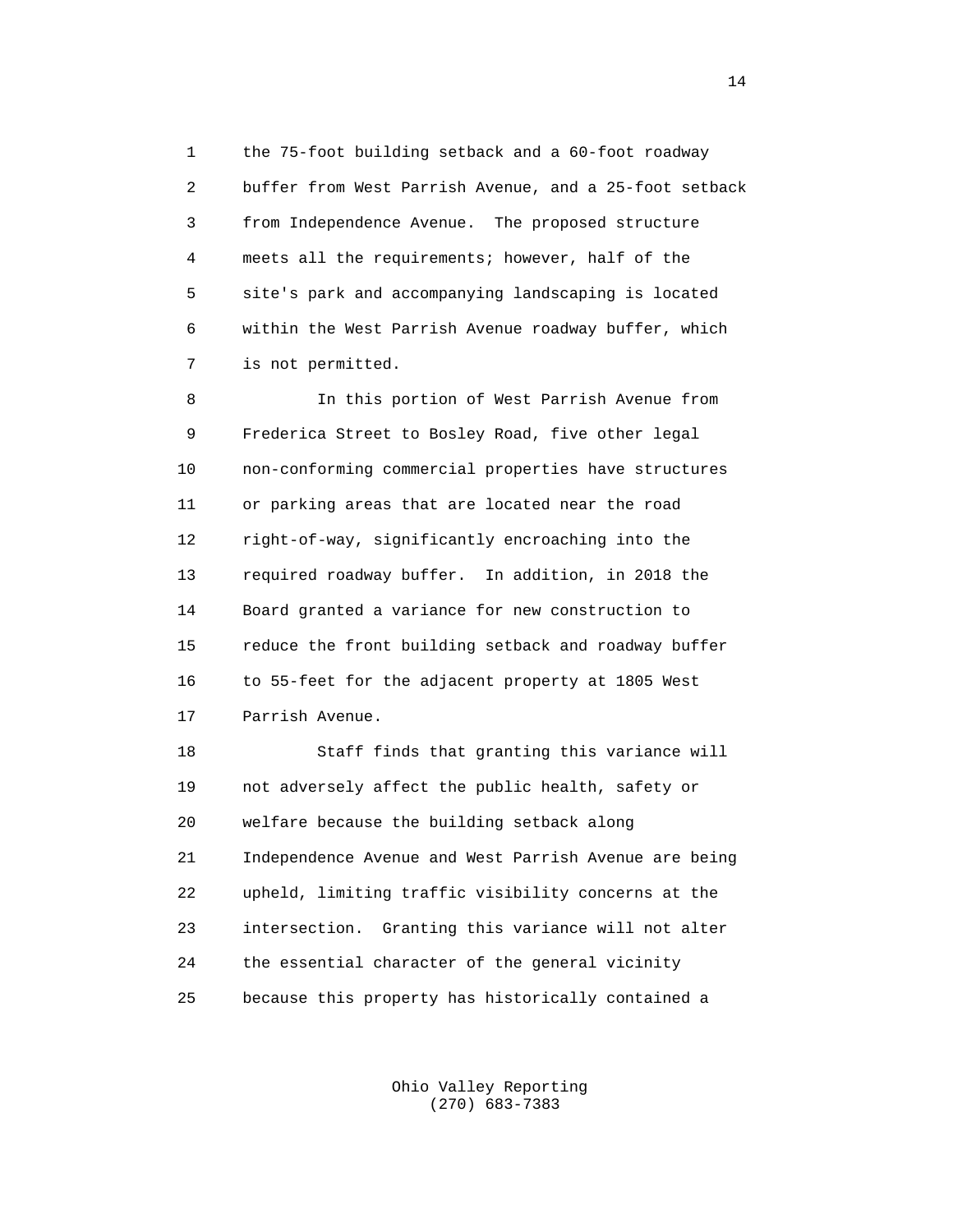the 75-foot building setback and a 60-foot roadway buffer from West Parrish Avenue, and a 25-foot setback from Independence Avenue. The proposed structure meets all the requirements; however, half of the site's park and accompanying landscaping is located within the West Parrish Avenue roadway buffer, which is not permitted.

In this portion of West Parrish Avenue from Frederica Street to Bosley Road, five other legal non-conforming commercial properties have structures or parking areas that are located near the road right-of-way, significantly encroaching into the required roadway buffer. In addition, in 2018 the Board granted a variance for new construction to reduce the front building setback and roadway buffer to 55-feet for the adjacent property at 1805 West Parrish Avenue.

Staff finds that granting this variance will not adversely affect the public health, safety or welfare because the building setback along Independence Avenue and West Parrish Avenue are being upheld, limiting traffic visibility concerns at the intersection. Granting this variance will not alter the essential character of the general vicinity because this property has historically contained a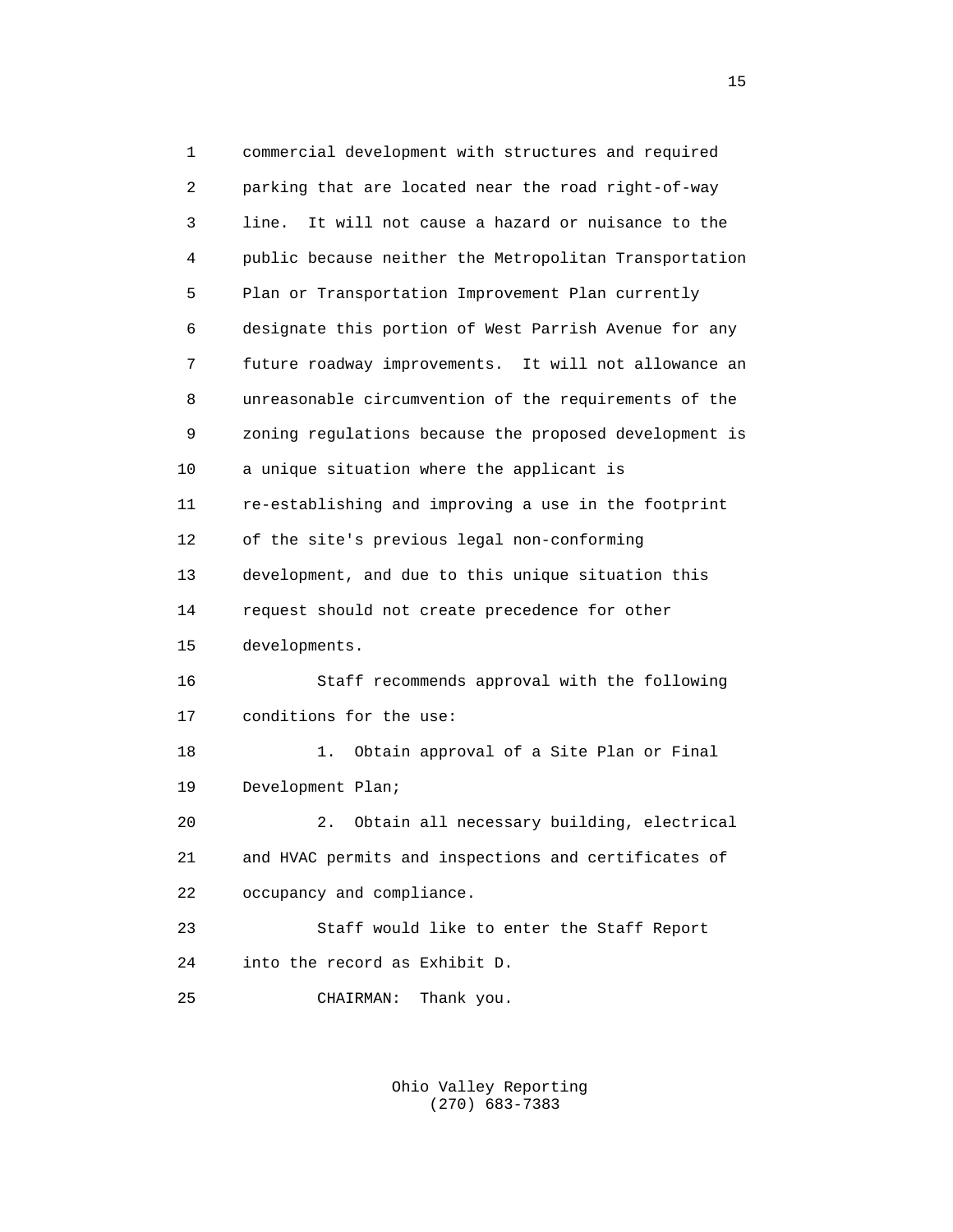commercial development with structures and required parking that are located near the road right-of-way line. It will not cause a hazard or nuisance to the public because neither the Metropolitan Transportation Plan or Transportation Improvement Plan currently designate this portion of West Parrish Avenue for any future roadway improvements. It will not allowance an unreasonable circumvention of the requirements of the zoning regulations because the proposed development is a unique situation where the applicant is re-establishing and improving a use in the footprint of the site's previous legal non-conforming development, and due to this unique situation this request should not create precedence for other developments.

Staff recommends approval with the following conditions for the use:

1. Obtain approval of a Site Plan or Final Development Plan;

2. Obtain all necessary building, electrical and HVAC permits and inspections and certificates of occupancy and compliance.

Staff would like to enter the Staff Report into the record as Exhibit D.

CHAIRMAN: Thank you.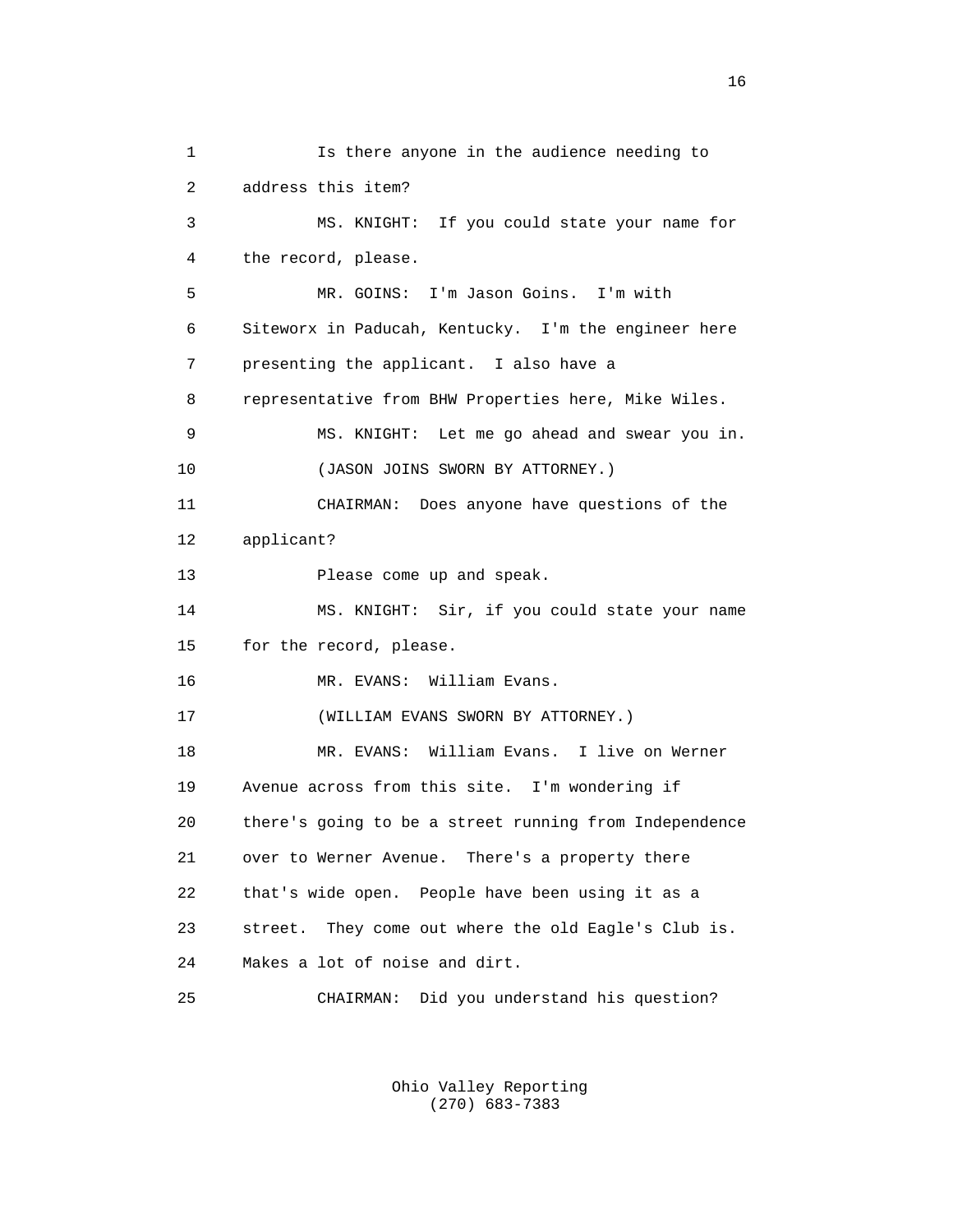1 Is there anyone in the audience needing to
2 address this item?
3 MS. KNIGHT: If you could state your name for
4 the record, please.
5 MR. GOINS: I'm Jason Goins. I'm with
6 Siteworx in Paducah, Kentucky. I'm the engineer here
7 presenting the applicant. I also have a
8 representative from BHW Properties here, Mike Wiles.
9 MS. KNIGHT: Let me go ahead and swear you in.
10 (JASON JOINS SWORN BY ATTORNEY.)
11 CHAIRMAN: Does anyone have questions of the
12 applicant?
13 Please come up and speak.
14 MS. KNIGHT: Sir, if you could state your name
15 for the record, please.
16 MR. EVANS: William Evans.
17 (WILLIAM EVANS SWORN BY ATTORNEY.)
18 MR. EVANS: William Evans. I live on Werner
19 Avenue across from this site. I'm wondering if
20 there's going to be a street running from Independence
21 over to Werner Avenue. There's a property there
22 that's wide open. People have been using it as a
23 street. They come out where the old Eagle's Club is.
24 Makes a lot of noise and dirt.
25 CHAIRMAN: Did you understand his question?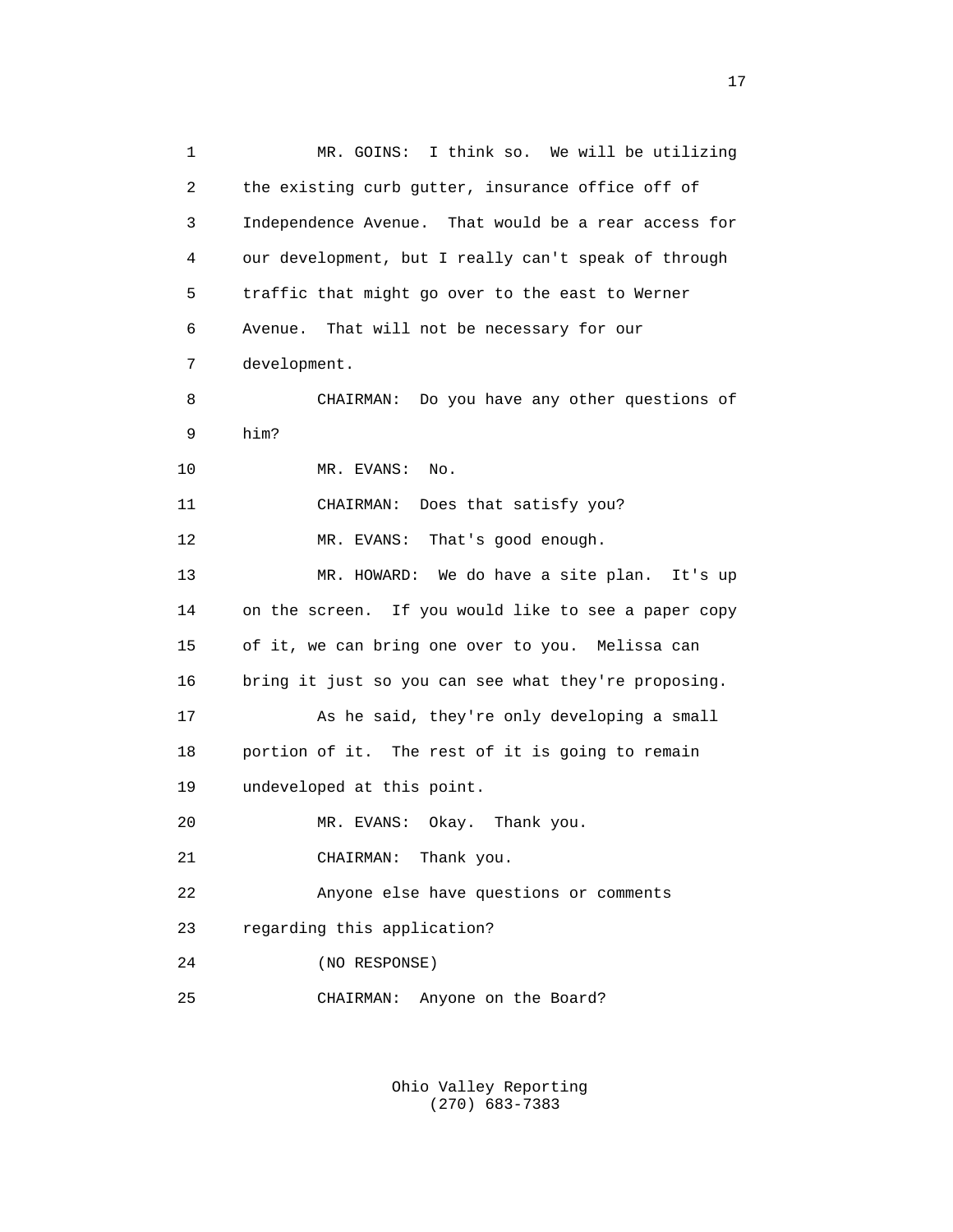MR. GOINS: I think so. We will be utilizing the existing curb gutter, insurance office off of Independence Avenue. That would be a rear access for our development, but I really can't speak of through traffic that might go over to the east to Werner Avenue. That will not be necessary for our development.

CHAIRMAN: Do you have any other questions of him?

MR. EVANS: No.

CHAIRMAN: Does that satisfy you?

MR. EVANS: That's good enough.

MR. HOWARD: We do have a site plan. It's up on the screen. If you would like to see a paper copy of it, we can bring one over to you. Melissa can bring it just so you can see what they're proposing.

As he said, they're only developing a small portion of it. The rest of it is going to remain undeveloped at this point.

MR. EVANS: Okay. Thank you.

CHAIRMAN: Thank you.

Anyone else have questions or comments regarding this application?

(NO RESPONSE)

CHAIRMAN: Anyone on the Board?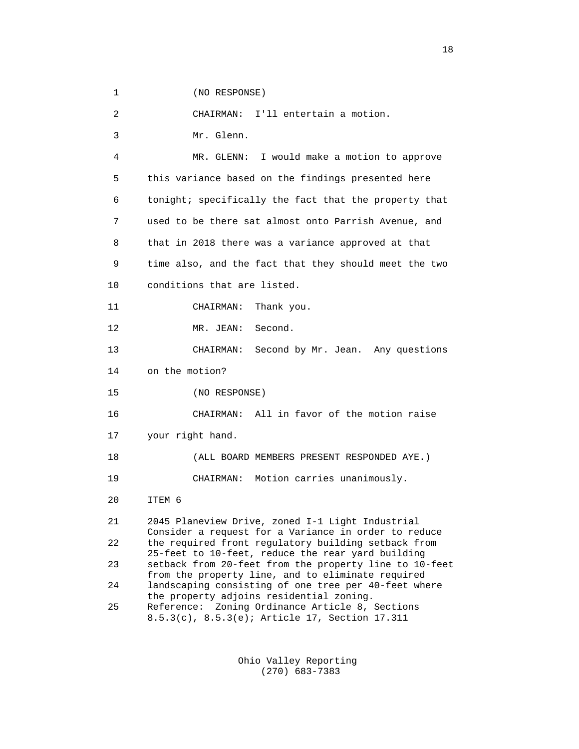(NO RESPONSE)

CHAIRMAN: I'll entertain a motion.

Mr. Glenn.

MR. GLENN: I would make a motion to approve this variance based on the findings presented here tonight; specifically the fact that the property that used to be there sat almost onto Parrish Avenue, and that in 2018 there was a variance approved at that time also, and the fact that they should meet the two conditions that are listed.

CHAIRMAN: Thank you.

MR. JEAN: Second.

CHAIRMAN: Second by Mr. Jean. Any questions on the motion?

(NO RESPONSE)

CHAIRMAN: All in favor of the motion raise your right hand.

(ALL BOARD MEMBERS PRESENT RESPONDED AYE.)

CHAIRMAN: Motion carries unanimously.

ITEM 6

2045 Planeview Drive, zoned I-1 Light Industrial
Consider a request for a Variance in order to reduce the required front regulatory building setback from 25-feet to 10-feet, reduce the rear yard building setback from 20-feet from the property line to 10-feet from the property line, and to eliminate required landscaping consisting of one tree per 40-feet where the property adjoins residential zoning.
Reference: Zoning Ordinance Article 8, Sections 8.5.3(c), 8.5.3(e); Article 17, Section 17.311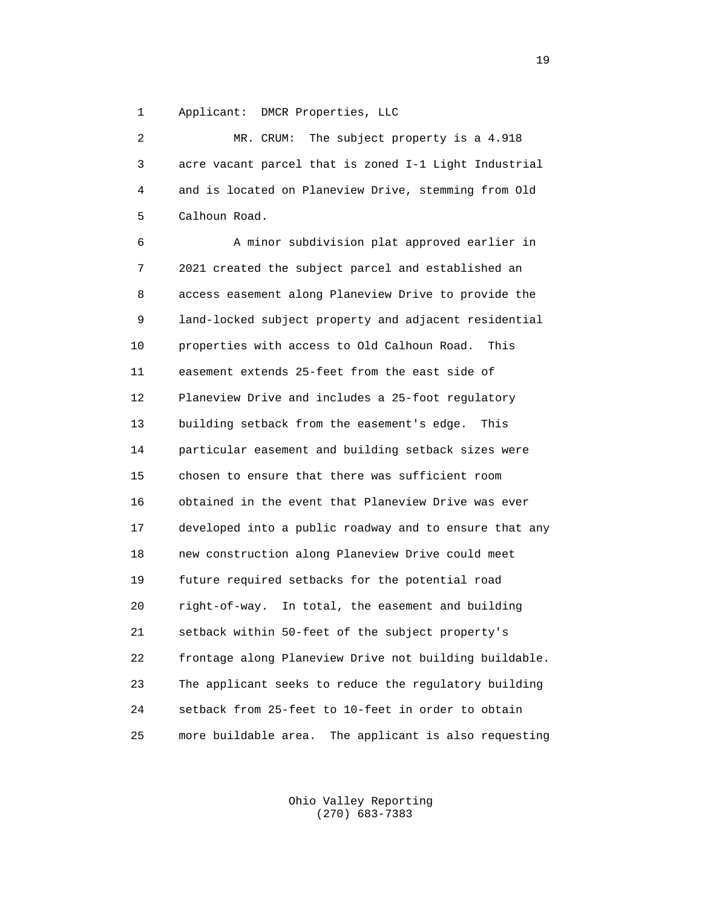Applicant: DMCR Properties, LLC

MR. CRUM: The subject property is a 4.918 acre vacant parcel that is zoned I-1 Light Industrial and is located on Planeview Drive, stemming from Old Calhoun Road.

A minor subdivision plat approved earlier in 2021 created the subject parcel and established an access easement along Planeview Drive to provide the land-locked subject property and adjacent residential properties with access to Old Calhoun Road. This easement extends 25-feet from the east side of Planeview Drive and includes a 25-foot regulatory building setback from the easement's edge. This particular easement and building setback sizes were chosen to ensure that there was sufficient room obtained in the event that Planeview Drive was ever developed into a public roadway and to ensure that any new construction along Planeview Drive could meet future required setbacks for the potential road right-of-way. In total, the easement and building setback within 50-feet of the subject property's frontage along Planeview Drive not building buildable. The applicant seeks to reduce the regulatory building setback from 25-feet to 10-feet in order to obtain more buildable area. The applicant is also requesting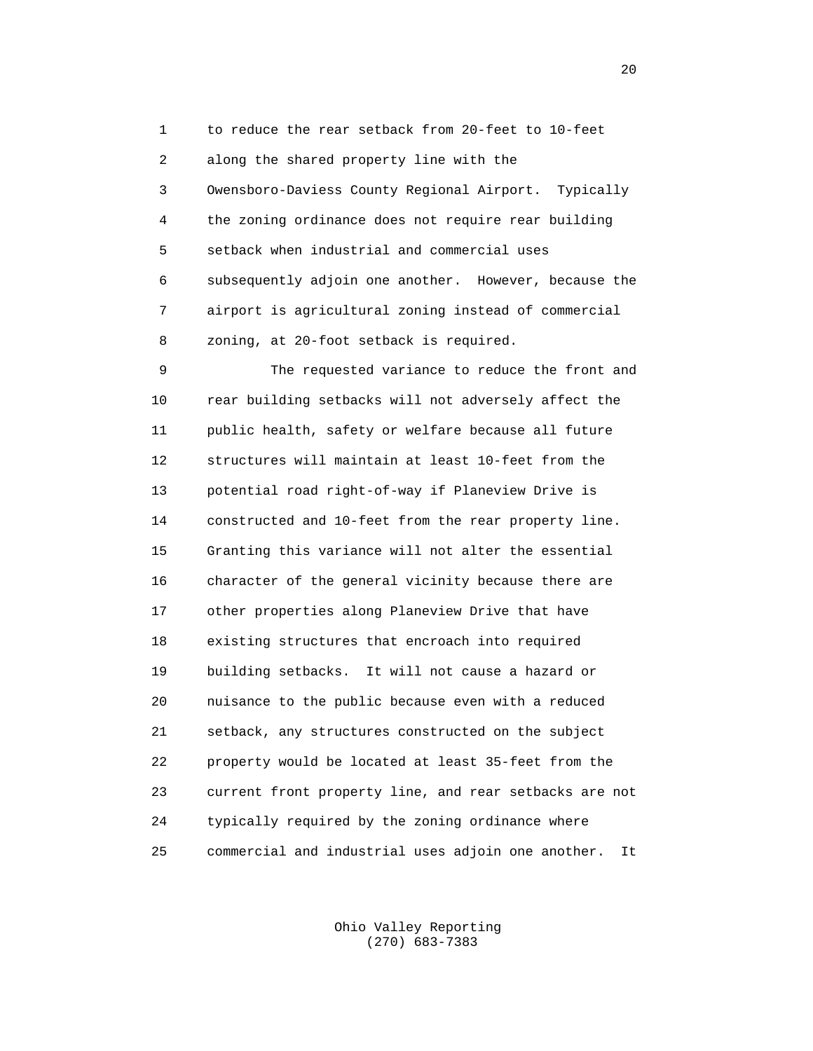to reduce the rear setback from 20-feet to 10-feet along the shared property line with the Owensboro-Daviess County Regional Airport. Typically the zoning ordinance does not require rear building setback when industrial and commercial uses subsequently adjoin one another. However, because the airport is agricultural zoning instead of commercial zoning, at 20-foot setback is required.

The requested variance to reduce the front and rear building setbacks will not adversely affect the public health, safety or welfare because all future structures will maintain at least 10-feet from the potential road right-of-way if Planeview Drive is constructed and 10-feet from the rear property line. Granting this variance will not alter the essential character of the general vicinity because there are other properties along Planeview Drive that have existing structures that encroach into required building setbacks. It will not cause a hazard or nuisance to the public because even with a reduced setback, any structures constructed on the subject property would be located at least 35-feet from the current front property line, and rear setbacks are not typically required by the zoning ordinance where commercial and industrial uses adjoin one another. It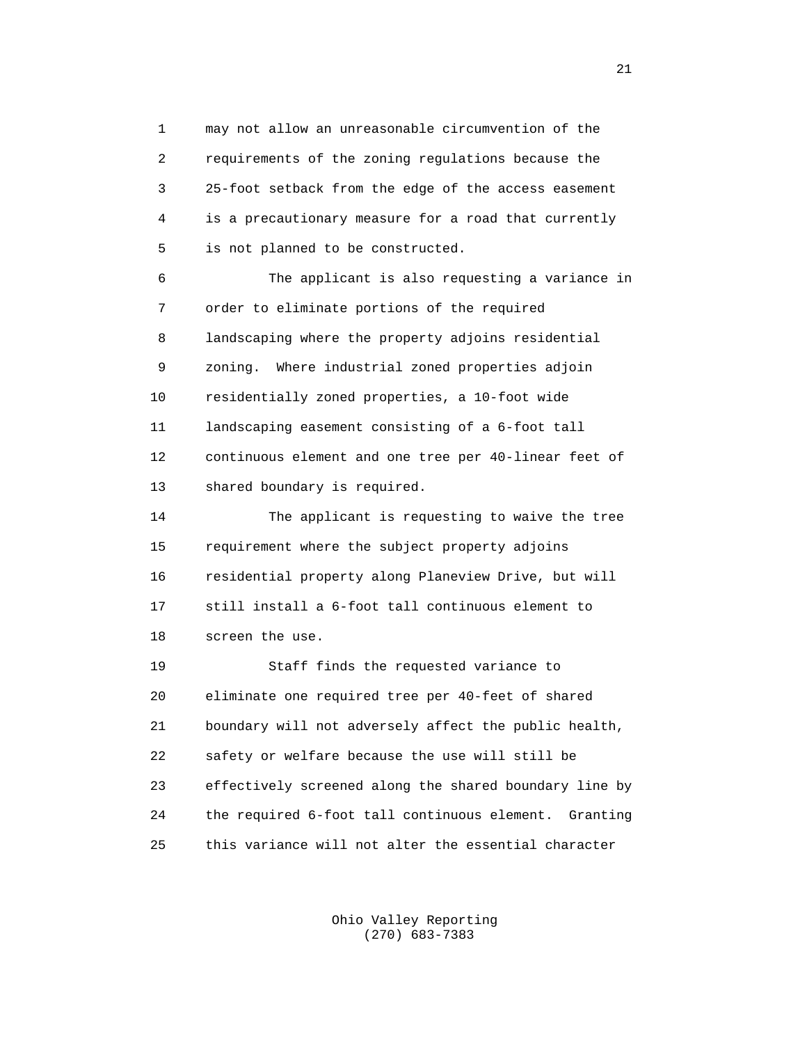may not allow an unreasonable circumvention of the requirements of the zoning regulations because the 25-foot setback from the edge of the access easement is a precautionary measure for a road that currently is not planned to be constructed.

The applicant is also requesting a variance in order to eliminate portions of the required landscaping where the property adjoins residential zoning. Where industrial zoned properties adjoin residentially zoned properties, a 10-foot wide landscaping easement consisting of a 6-foot tall continuous element and one tree per 40-linear feet of shared boundary is required.

The applicant is requesting to waive the tree requirement where the subject property adjoins residential property along Planeview Drive, but will still install a 6-foot tall continuous element to screen the use.

Staff finds the requested variance to eliminate one required tree per 40-feet of shared boundary will not adversely affect the public health, safety or welfare because the use will still be effectively screened along the shared boundary line by the required 6-foot tall continuous element. Granting this variance will not alter the essential character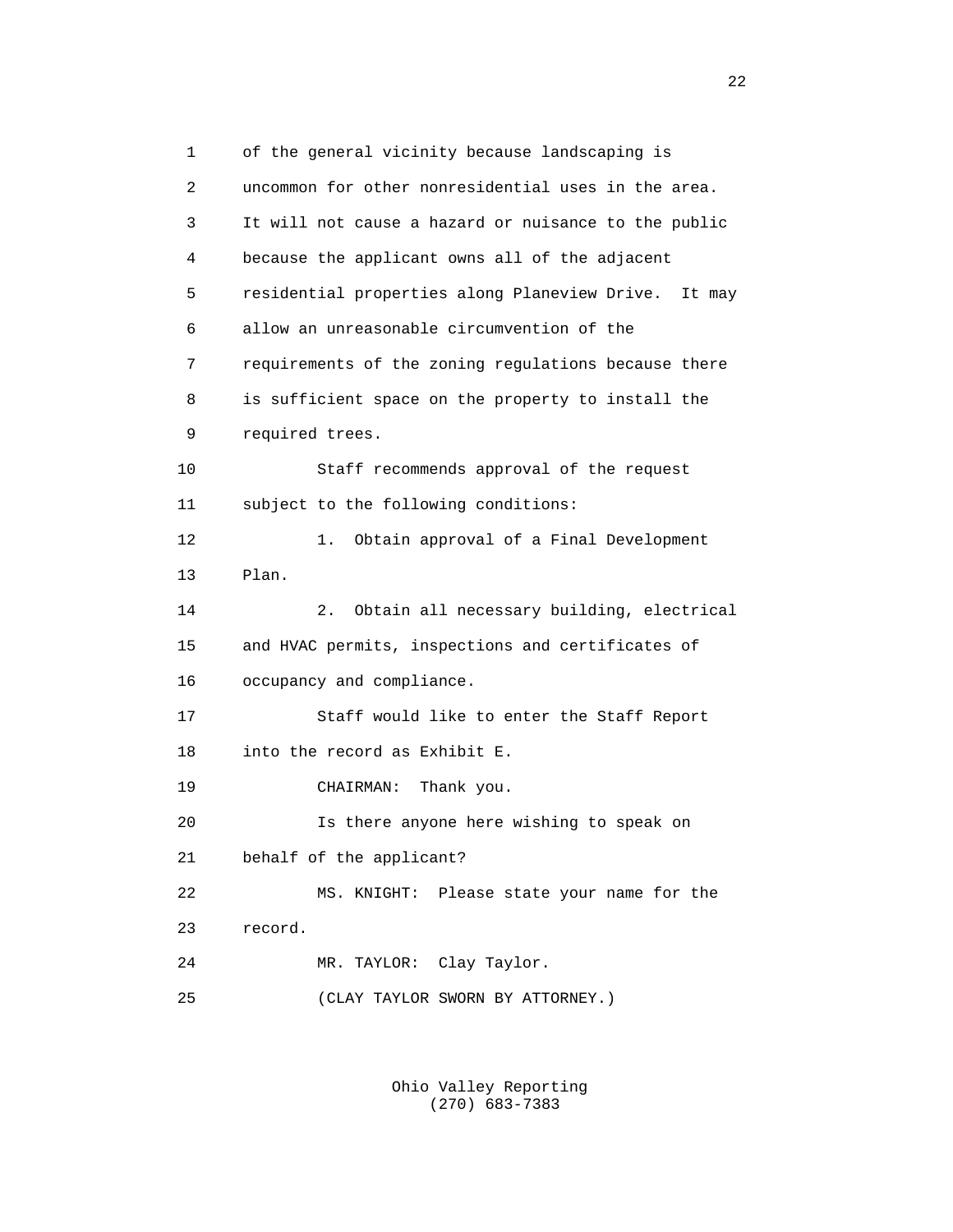of the general vicinity because landscaping is uncommon for other nonresidential uses in the area. It will not cause a hazard or nuisance to the public because the applicant owns all of the adjacent residential properties along Planeview Drive. It may allow an unreasonable circumvention of the requirements of the zoning regulations because there is sufficient space on the property to install the required trees.

Staff recommends approval of the request subject to the following conditions:

1. Obtain approval of a Final Development Plan.

2. Obtain all necessary building, electrical and HVAC permits, inspections and certificates of occupancy and compliance.

Staff would like to enter the Staff Report into the record as Exhibit E.

CHAIRMAN: Thank you.

Is there anyone here wishing to speak on behalf of the applicant?

MS. KNIGHT: Please state your name for the record.

MR. TAYLOR: Clay Taylor.

(CLAY TAYLOR SWORN BY ATTORNEY.)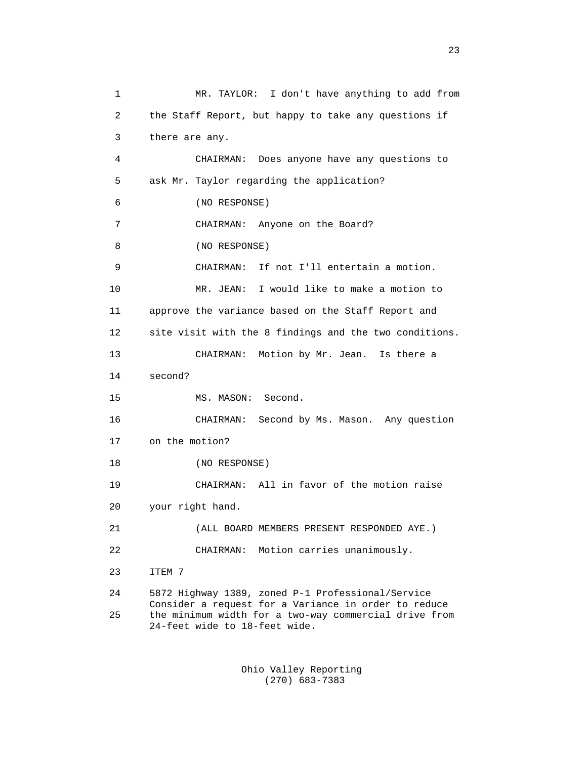MR. TAYLOR: I don't have anything to add from the Staff Report, but happy to take any questions if there are any.

CHAIRMAN: Does anyone have any questions to ask Mr. Taylor regarding the application?

(NO RESPONSE)

CHAIRMAN: Anyone on the Board?

(NO RESPONSE)

CHAIRMAN: If not I'll entertain a motion.

MR. JEAN: I would like to make a motion to approve the variance based on the Staff Report and site visit with the 8 findings and the two conditions.

CHAIRMAN: Motion by Mr. Jean. Is there a second?

MS. MASON: Second.

CHAIRMAN: Second by Ms. Mason. Any question on the motion?

(NO RESPONSE)

CHAIRMAN: All in favor of the motion raise your right hand.

(ALL BOARD MEMBERS PRESENT RESPONDED AYE.)

CHAIRMAN: Motion carries unanimously.

ITEM 7

5872 Highway 1389, zoned P-1 Professional/Service
Consider a request for a Variance in order to reduce the minimum width for a two-way commercial drive from 24-feet wide to 18-feet wide.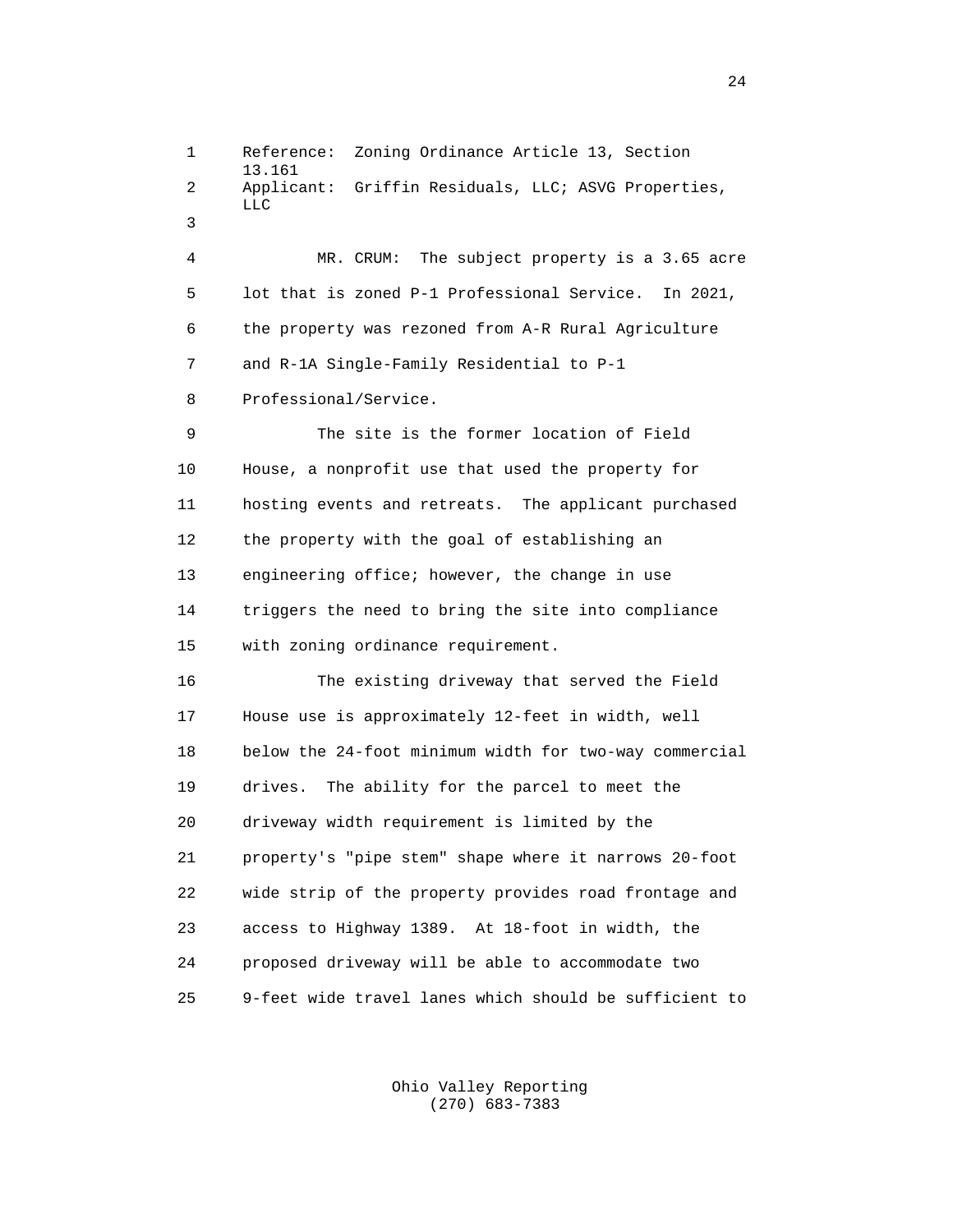Reference: Zoning Ordinance Article 13, Section 13.161
Applicant: Griffin Residuals, LLC; ASVG Properties, LLC

MR. CRUM: The subject property is a 3.65 acre lot that is zoned P-1 Professional Service. In 2021, the property was rezoned from A-R Rural Agriculture and R-1A Single-Family Residential to P-1 Professional/Service.

The site is the former location of Field House, a nonprofit use that used the property for hosting events and retreats. The applicant purchased the property with the goal of establishing an engineering office; however, the change in use triggers the need to bring the site into compliance with zoning ordinance requirement.

The existing driveway that served the Field House use is approximately 12-feet in width, well below the 24-foot minimum width for two-way commercial drives. The ability for the parcel to meet the driveway width requirement is limited by the property's "pipe stem" shape where it narrows 20-foot wide strip of the property provides road frontage and access to Highway 1389. At 18-foot in width, the proposed driveway will be able to accommodate two 9-feet wide travel lanes which should be sufficient to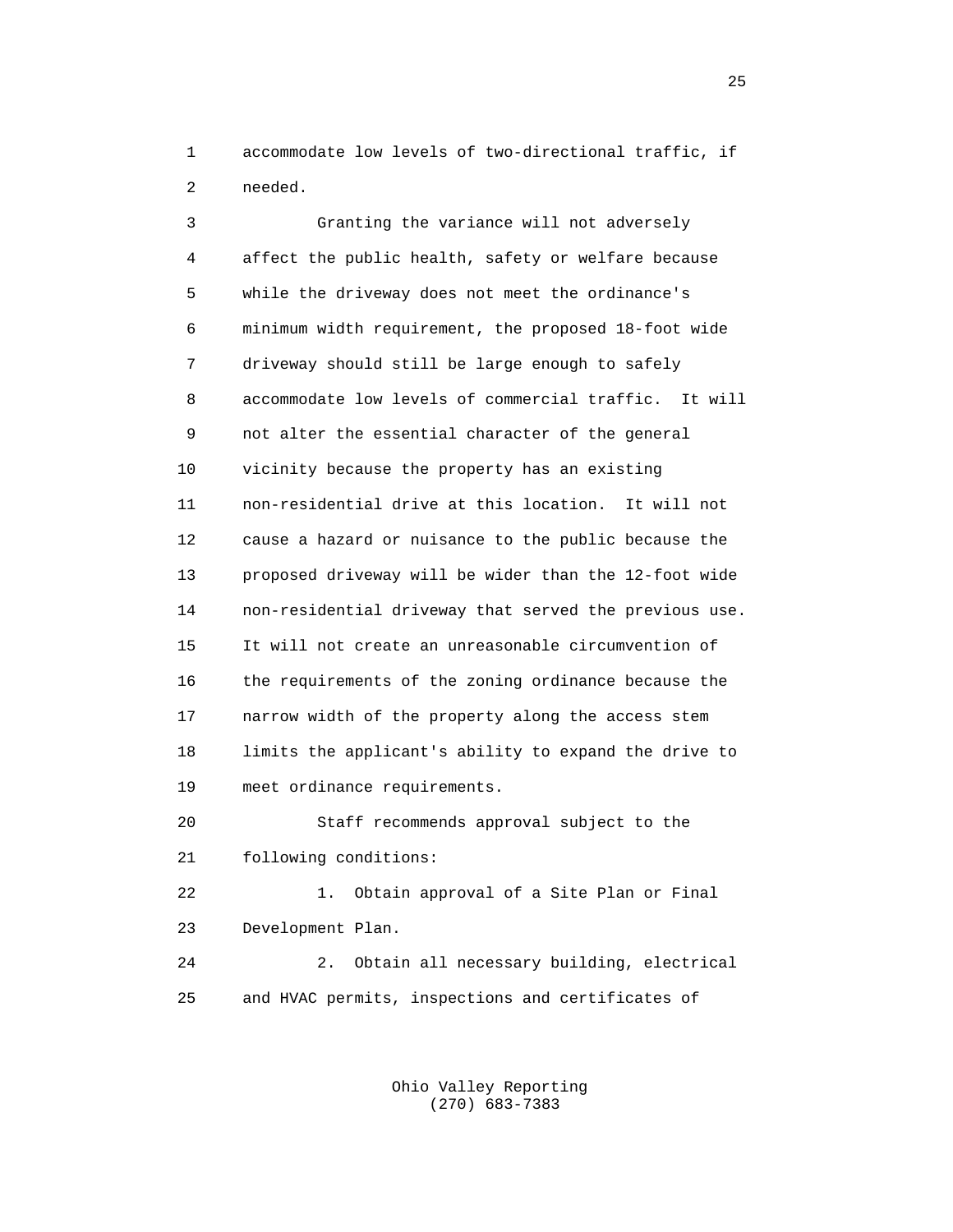accommodate low levels of two-directional traffic, if needed.

Granting the variance will not adversely affect the public health, safety or welfare because while the driveway does not meet the ordinance's minimum width requirement, the proposed 18-foot wide driveway should still be large enough to safely accommodate low levels of commercial traffic. It will not alter the essential character of the general vicinity because the property has an existing non-residential drive at this location. It will not cause a hazard or nuisance to the public because the proposed driveway will be wider than the 12-foot wide non-residential driveway that served the previous use. It will not create an unreasonable circumvention of the requirements of the zoning ordinance because the narrow width of the property along the access stem limits the applicant's ability to expand the drive to meet ordinance requirements.

Staff recommends approval subject to the following conditions:

1. Obtain approval of a Site Plan or Final Development Plan.

2. Obtain all necessary building, electrical and HVAC permits, inspections and certificates of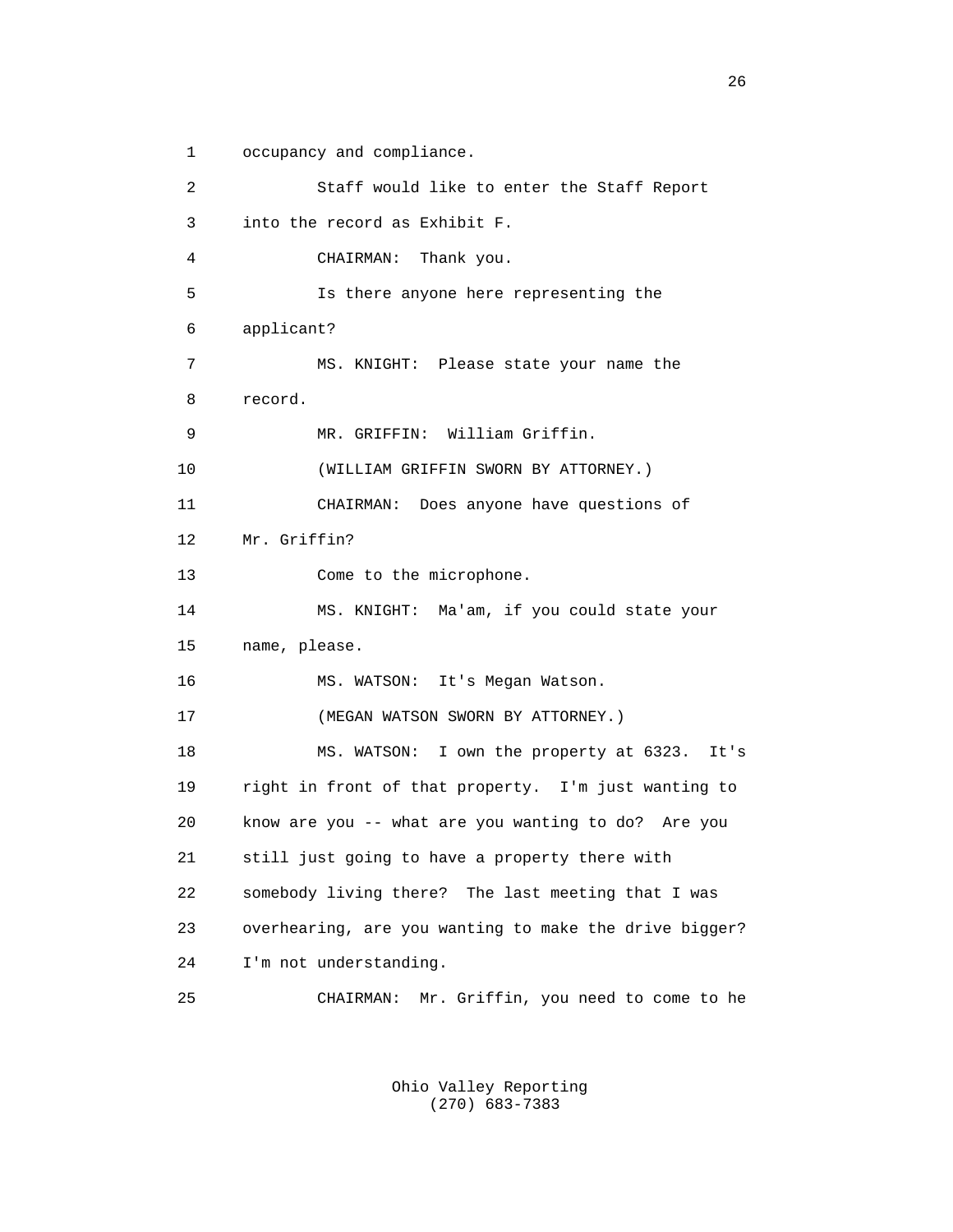1 occupancy and compliance.

2 Staff would like to enter the Staff Report

3 into the record as Exhibit F.

4 CHAIRMAN: Thank you.

5 Is there anyone here representing the

6 applicant?

7 MS. KNIGHT: Please state your name the

8 record.

9 MR. GRIFFIN: William Griffin.

10 (WILLIAM GRIFFIN SWORN BY ATTORNEY.)

11 CHAIRMAN: Does anyone have questions of

12 Mr. Griffin?

13 Come to the microphone.

14 MS. KNIGHT: Ma'am, if you could state your

15 name, please.

16 MS. WATSON: It's Megan Watson.

17 (MEGAN WATSON SWORN BY ATTORNEY.)

18 MS. WATSON: I own the property at 6323. It's

19 right in front of that property. I'm just wanting to

20 know are you -- what are you wanting to do? Are you

21 still just going to have a property there with

22 somebody living there? The last meeting that I was

23 overhearing, are you wanting to make the drive bigger?

24 I'm not understanding.

25 CHAIRMAN: Mr. Griffin, you need to come to he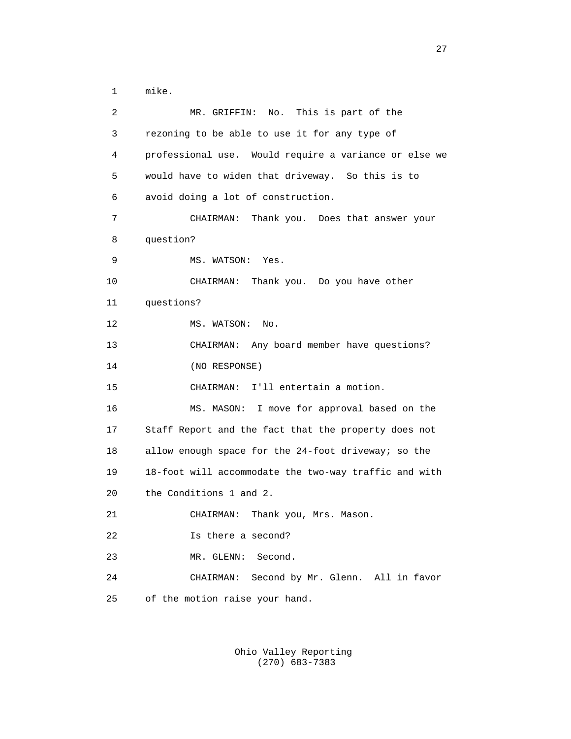mike.

MR. GRIFFIN: No. This is part of the rezoning to be able to use it for any type of professional use. Would require a variance or else we would have to widen that driveway. So this is to avoid doing a lot of construction.

CHAIRMAN: Thank you. Does that answer your question?

MS. WATSON: Yes.

CHAIRMAN: Thank you. Do you have other questions?

MS. WATSON: No.

CHAIRMAN: Any board member have questions?

(NO RESPONSE)

CHAIRMAN: I'll entertain a motion.

MS. MASON: I move for approval based on the Staff Report and the fact that the property does not allow enough space for the 24-foot driveway; so the 18-foot will accommodate the two-way traffic and with the Conditions 1 and 2.

CHAIRMAN: Thank you, Mrs. Mason.

Is there a second?

MR. GLENN: Second.

CHAIRMAN: Second by Mr. Glenn. All in favor of the motion raise your hand.

Ohio Valley Reporting
(270) 683-7383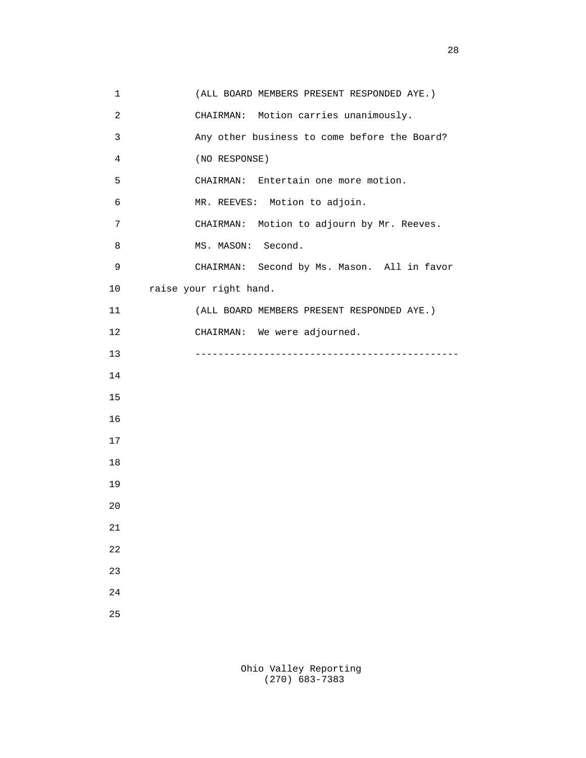(ALL BOARD MEMBERS PRESENT RESPONDED AYE.)

CHAIRMAN: Motion carries unanimously.

Any other business to come before the Board?

(NO RESPONSE)

CHAIRMAN: Entertain one more motion.

MR. REEVES: Motion to adjoin.

CHAIRMAN: Motion to adjourn by Mr. Reeves.

MS. MASON: Second.

CHAIRMAN: Second by Ms. Mason. All in favor raise your right hand.

(ALL BOARD MEMBERS PRESENT RESPONDED AYE.)

CHAIRMAN: We were adjourned.

---------------------------------------------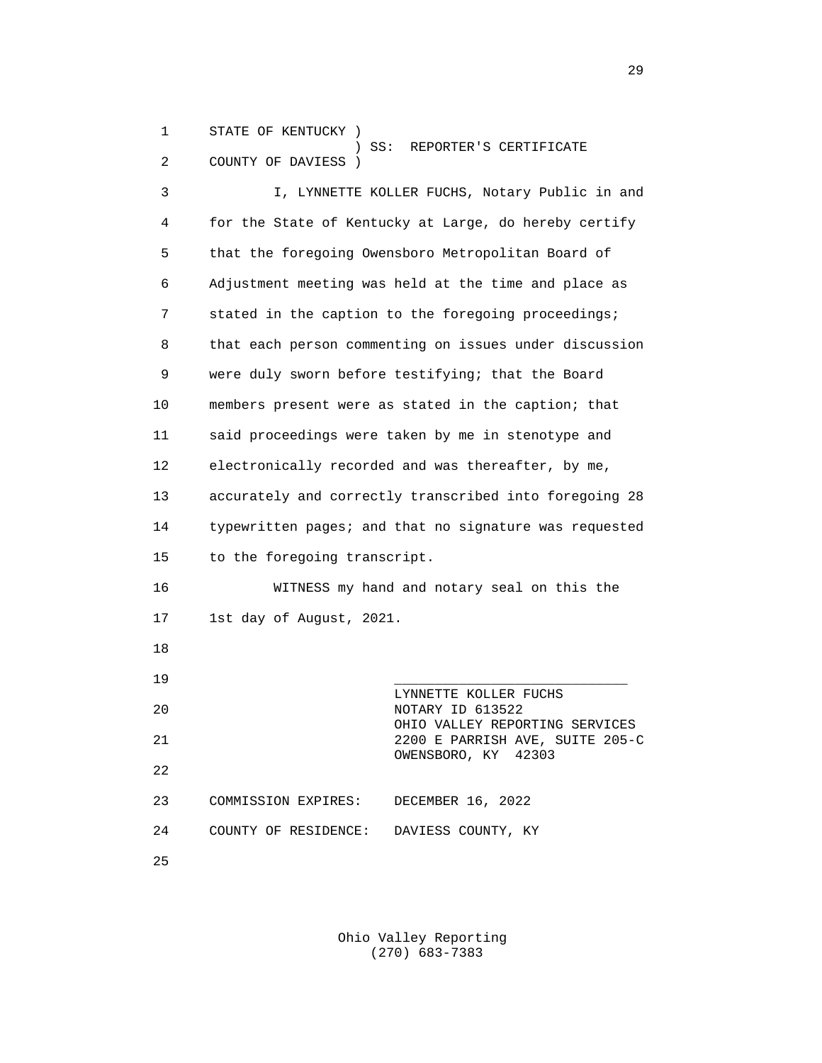STATE OF KENTUCKY )
) SS: REPORTER'S CERTIFICATE
COUNTY OF DAVIESS )

I, LYNNETTE KOLLER FUCHS, Notary Public in and for the State of Kentucky at Large, do hereby certify that the foregoing Owensboro Metropolitan Board of Adjustment meeting was held at the time and place as stated in the caption to the foregoing proceedings; that each person commenting on issues under discussion were duly sworn before testifying; that the Board members present were as stated in the caption; that said proceedings were taken by me in stenotype and electronically recorded and was thereafter, by me, accurately and correctly transcribed into foregoing 28 typewritten pages; and that no signature was requested to the foregoing transcript.

WITNESS my hand and notary seal on this the 1st day of August, 2021.

\_\_\_\_\_\_\_\_\_\_\_\_\_\_\_\_\_\_\_\_\_\_\_\_\_\_\_\_\_\_
LYNNETTE KOLLER FUCHS
NOTARY ID 613522
OHIO VALLEY REPORTING SERVICES
2200 E PARRISH AVE, SUITE 205-C
OWENSBORO, KY 42303

COMMISSION EXPIRES: DECEMBER 16, 2022

COUNTY OF RESIDENCE: DAVIESS COUNTY, KY